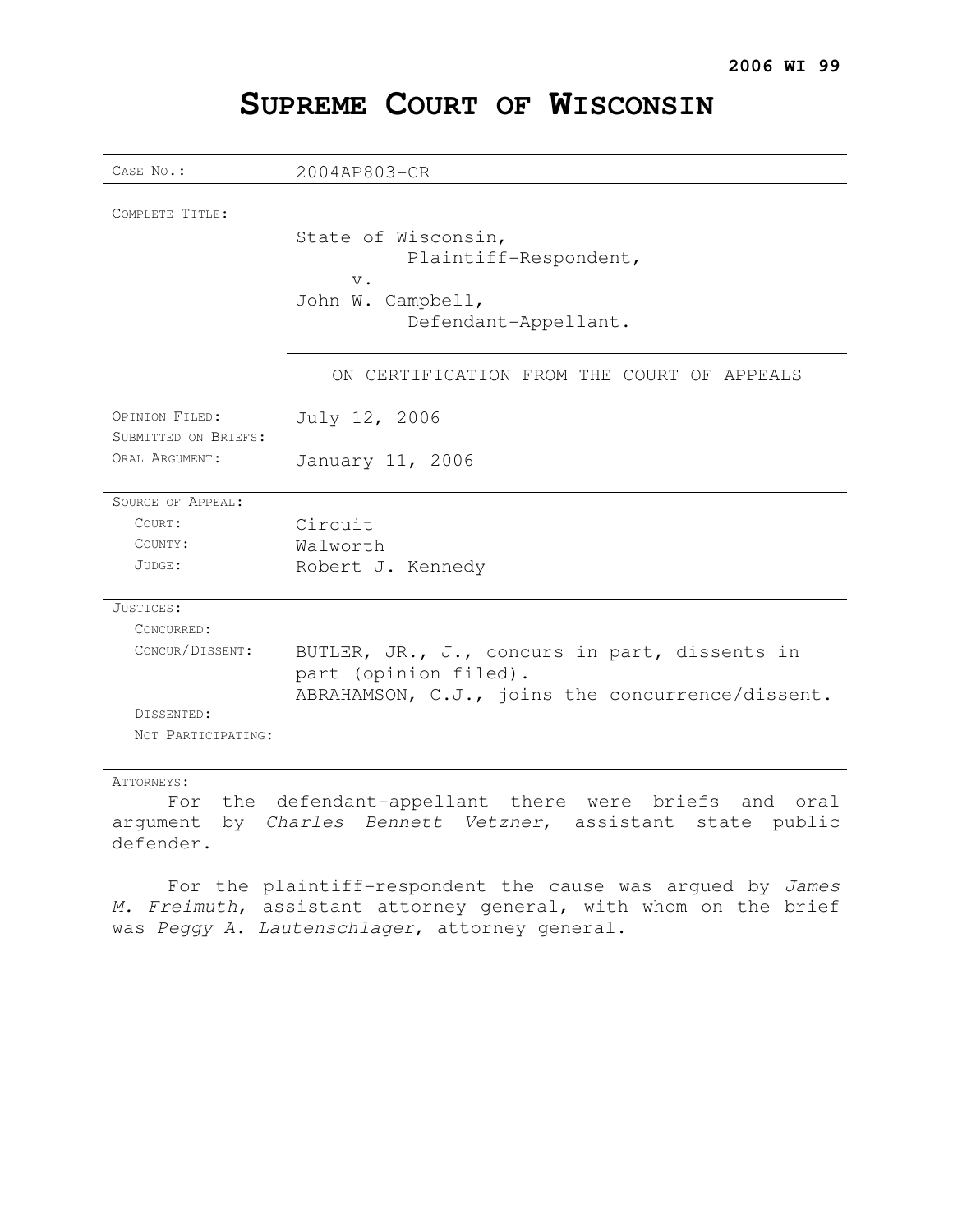**2006 WI 99**

# SUPREME COURT OF WISCONSIN

| | |
|---|---|
| CASE NO.: | 2004AP803-CR |
| COMPLETE TITLE: | State of Wisconsin,<br>Plaintiff-Respondent,<br>v.<br>John W. Campbell,<br>Defendant-Appellant. |
| | ON CERTIFICATION FROM THE COURT OF APPEALS |
| OPINION FILED: | July 12, 2006 |
| SUBMITTED ON BRIEFS: | |
| ORAL ARGUMENT: | January 11, 2006 |
| SOURCE OF APPEAL: | |
| COURT: | Circuit |
| COUNTY: | Walworth |
| JUDGE: | Robert J. Kennedy |
| JUSTICES: | |
| CONCURRED: | |
| CONCUR/DISSENT: | BUTLER, JR., J., concurs in part, dissents in part (opinion filed).<br>ABRAHAMSON, C.J., joins the concurrence/dissent. |
| DISSENTED: | |
| NOT PARTICIPATING: | |

ATTORNEYS:

For the defendant-appellant there were briefs and oral argument by *Charles Bennett Vetzner*, assistant state public defender.

For the plaintiff-respondent the cause was argued by *James M. Freimuth*, assistant attorney general, with whom on the brief was *Peggy A. Lautenschlager*, attorney general.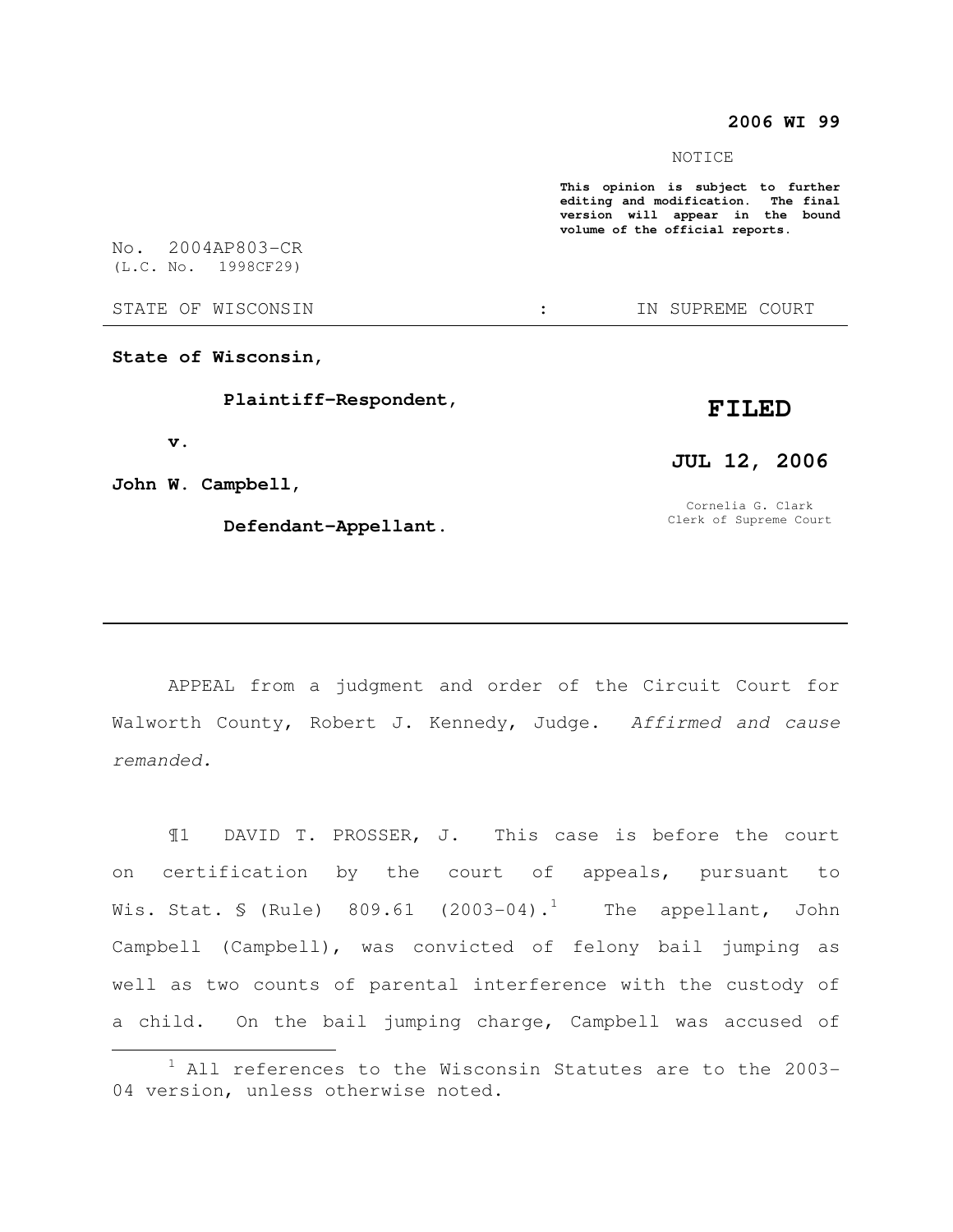**2006 WI 99**

NOTICE

**This opinion is subject to further editing and modification. The final version will appear in the bound volume of the official reports.**

No. 2004AP803-CR
(L.C. No. 1998CF29)

STATE OF WISCONSIN : IN SUPREME COURT

**State of Wisconsin,**

**Plaintiff-Respondent,**

**v.**

**John W. Campbell,**

**Defendant-Appellant.**

**FILED**

**JUL 12, 2006**

Cornelia G. Clark
Clerk of Supreme Court

---

APPEAL from a judgment and order of the Circuit Court for Walworth County, Robert J. Kennedy, Judge. *Affirmed and cause remanded.*

¶1 DAVID T. PROSSER, J. This case is before the court on certification by the court of appeals, pursuant to Wis. Stat. § (Rule) 809.61 (2003-04).[1] The appellant, John Campbell (Campbell), was convicted of felony bail jumping as well as two counts of parental interference with the custody of a child. On the bail jumping charge, Campbell was accused of

---

[1] All references to the Wisconsin Statutes are to the 2003-04 version, unless otherwise noted.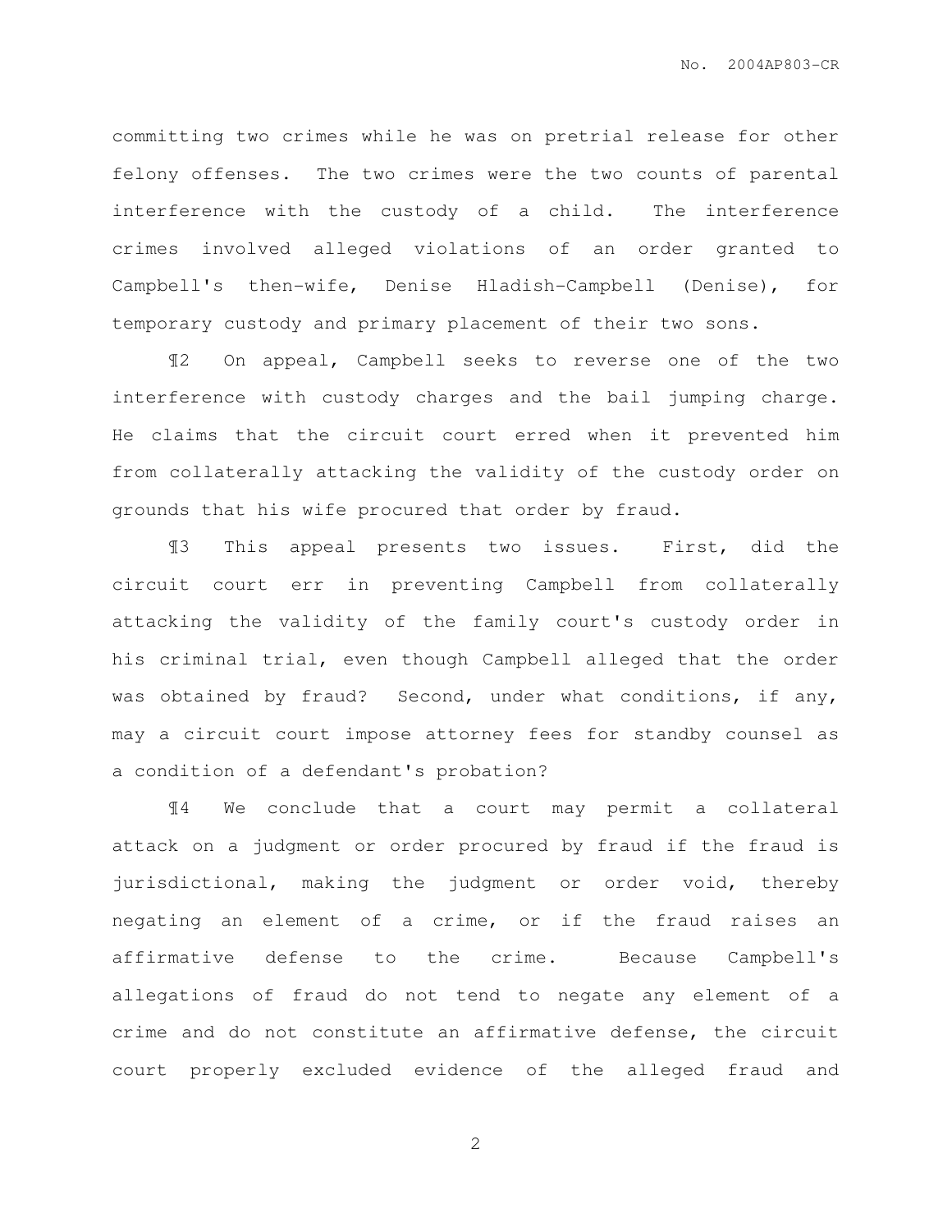committing two crimes while he was on pretrial release for other felony offenses. The two crimes were the two counts of parental interference with the custody of a child. The interference crimes involved alleged violations of an order granted to Campbell's then-wife, Denise Hladish-Campbell (Denise), for temporary custody and primary placement of their two sons.

¶2 On appeal, Campbell seeks to reverse one of the two interference with custody charges and the bail jumping charge. He claims that the circuit court erred when it prevented him from collaterally attacking the validity of the custody order on grounds that his wife procured that order by fraud.

¶3 This appeal presents two issues. First, did the circuit court err in preventing Campbell from collaterally attacking the validity of the family court's custody order in his criminal trial, even though Campbell alleged that the order was obtained by fraud? Second, under what conditions, if any, may a circuit court impose attorney fees for standby counsel as a condition of a defendant's probation?

¶4 We conclude that a court may permit a collateral attack on a judgment or order procured by fraud if the fraud is jurisdictional, making the judgment or order void, thereby negating an element of a crime, or if the fraud raises an affirmative defense to the crime. Because Campbell's allegations of fraud do not tend to negate any element of a crime and do not constitute an affirmative defense, the circuit court properly excluded evidence of the alleged fraud and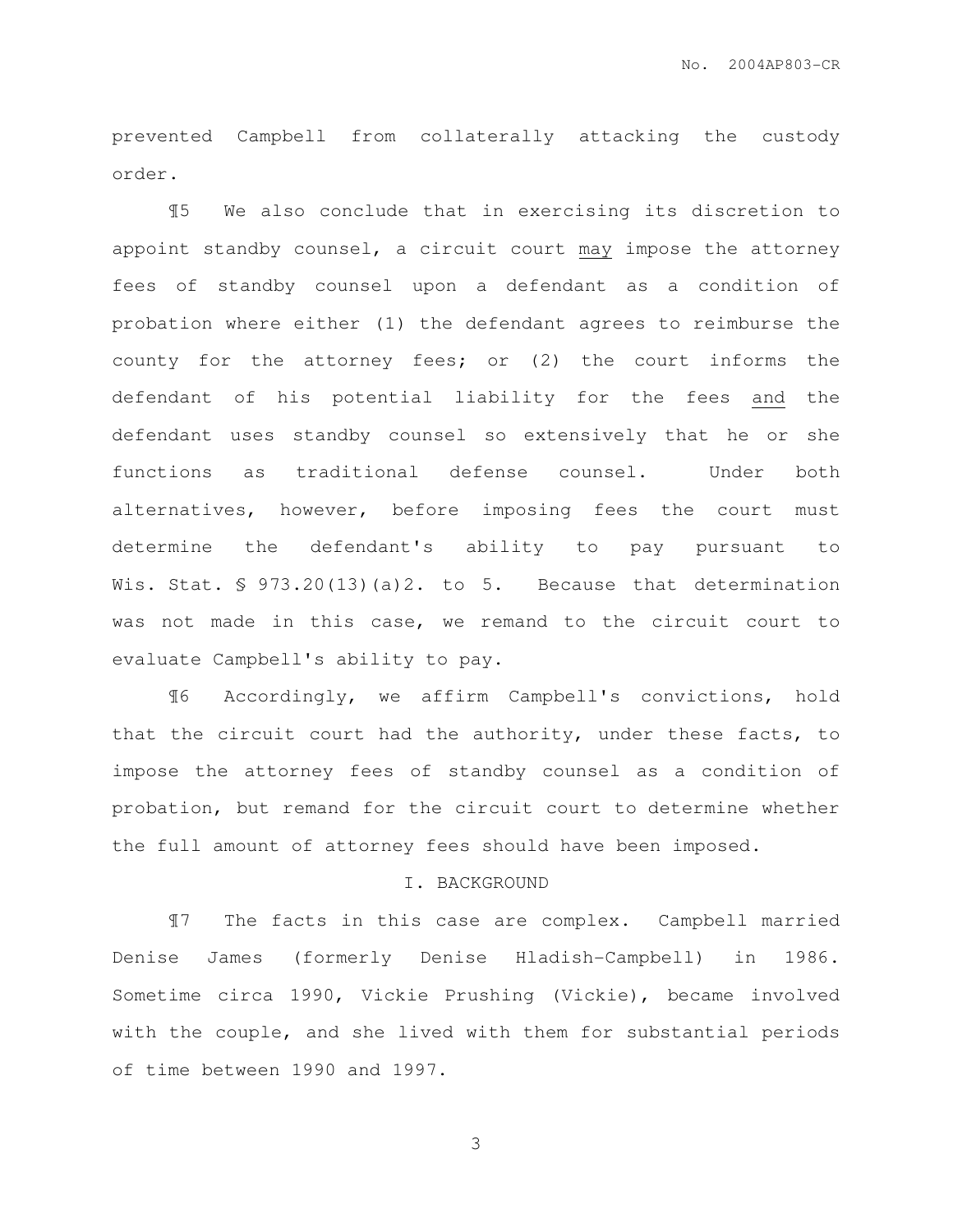prevented Campbell from collaterally attacking the custody order.

¶5 We also conclude that in exercising its discretion to appoint standby counsel, a circuit court <u>may</u> impose the attorney fees of standby counsel upon a defendant as a condition of probation where either (1) the defendant agrees to reimburse the county for the attorney fees; or (2) the court informs the defendant of his potential liability for the fees <u>and</u> the defendant uses standby counsel so extensively that he or she functions as traditional defense counsel. Under both alternatives, however, before imposing fees the court must determine the defendant's ability to pay pursuant to Wis. Stat. § 973.20(13)(a)2. to 5. Because that determination was not made in this case, we remand to the circuit court to evaluate Campbell's ability to pay.

¶6 Accordingly, we affirm Campbell's convictions, hold that the circuit court had the authority, under these facts, to impose the attorney fees of standby counsel as a condition of probation, but remand for the circuit court to determine whether the full amount of attorney fees should have been imposed.

## I. BACKGROUND

¶7 The facts in this case are complex. Campbell married Denise James (formerly Denise Hladish-Campbell) in 1986. Sometime circa 1990, Vickie Prushing (Vickie), became involved with the couple, and she lived with them for substantial periods of time between 1990 and 1997.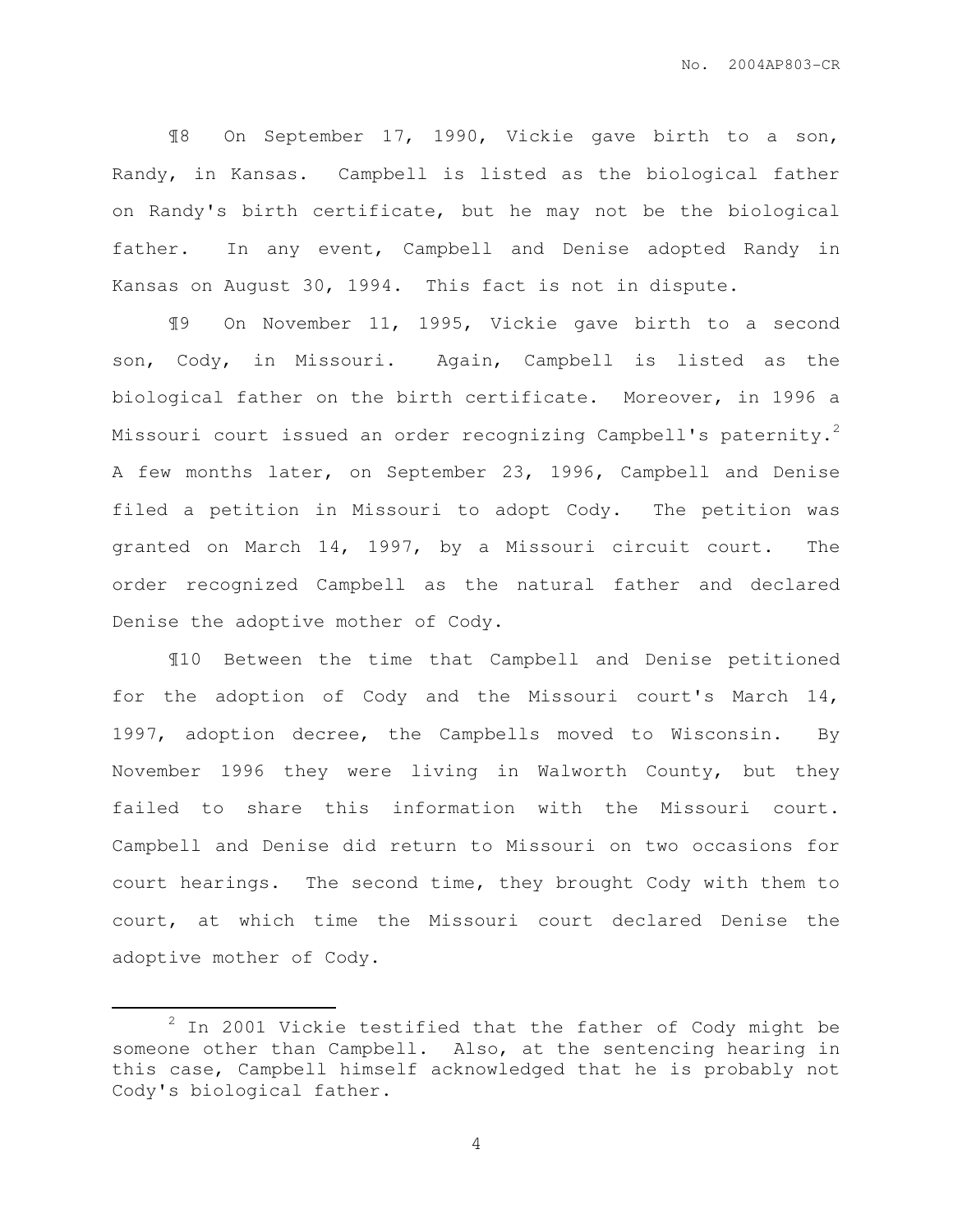¶8 On September 17, 1990, Vickie gave birth to a son, Randy, in Kansas. Campbell is listed as the biological father on Randy's birth certificate, but he may not be the biological father. In any event, Campbell and Denise adopted Randy in Kansas on August 30, 1994. This fact is not in dispute.

¶9 On November 11, 1995, Vickie gave birth to a second son, Cody, in Missouri. Again, Campbell is listed as the biological father on the birth certificate. Moreover, in 1996 a Missouri court issued an order recognizing Campbell's paternity.[2] A few months later, on September 23, 1996, Campbell and Denise filed a petition in Missouri to adopt Cody. The petition was granted on March 14, 1997, by a Missouri circuit court. The order recognized Campbell as the natural father and declared Denise the adoptive mother of Cody.

¶10 Between the time that Campbell and Denise petitioned for the adoption of Cody and the Missouri court's March 14, 1997, adoption decree, the Campbells moved to Wisconsin. By November 1996 they were living in Walworth County, but they failed to share this information with the Missouri court. Campbell and Denise did return to Missouri on two occasions for court hearings. The second time, they brought Cody with them to court, at which time the Missouri court declared Denise the adoptive mother of Cody.

---

[2] In 2001 Vickie testified that the father of Cody might be someone other than Campbell. Also, at the sentencing hearing in this case, Campbell himself acknowledged that he is probably not Cody's biological father.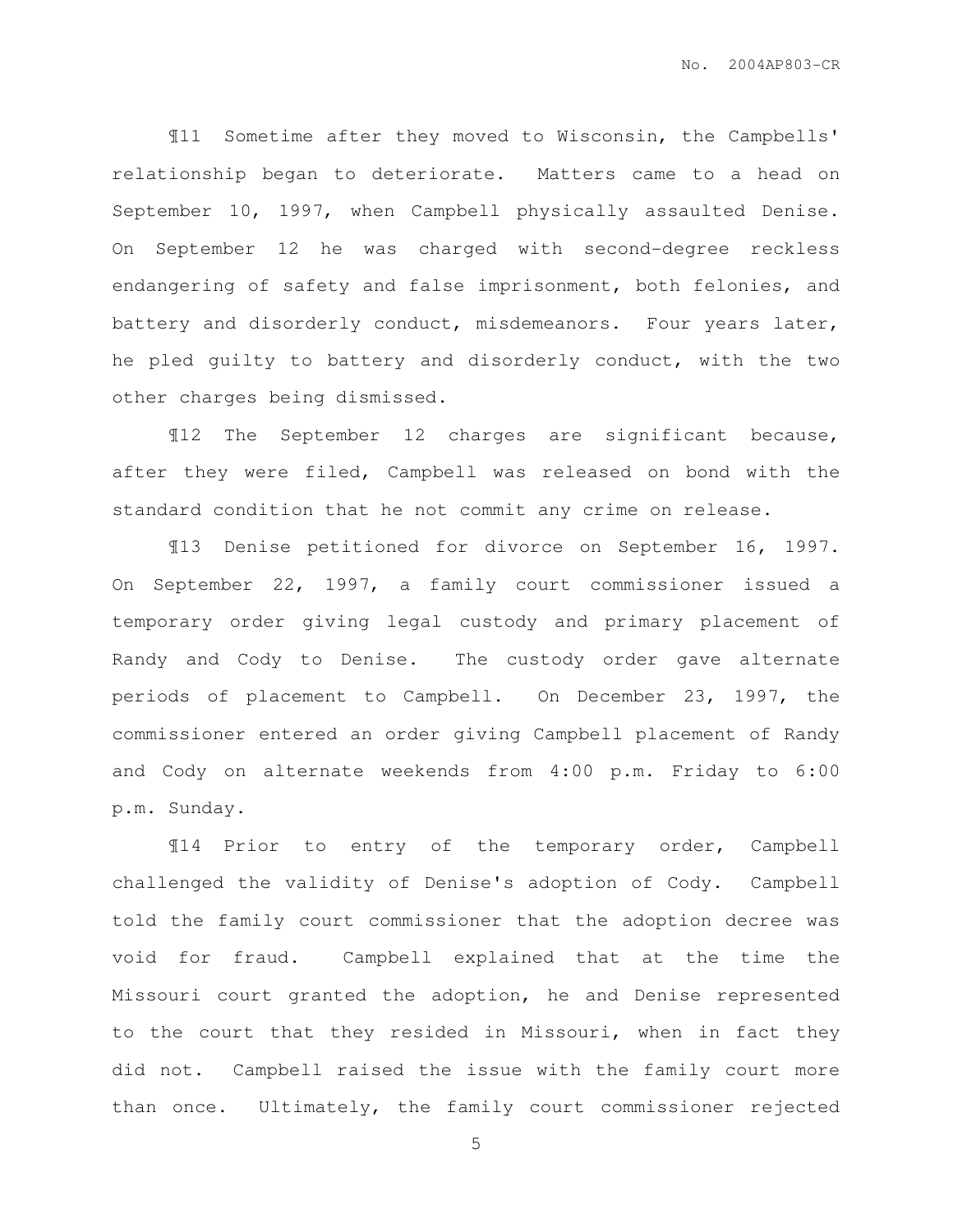¶11 Sometime after they moved to Wisconsin, the Campbells' relationship began to deteriorate. Matters came to a head on September 10, 1997, when Campbell physically assaulted Denise. On September 12 he was charged with second-degree reckless endangering of safety and false imprisonment, both felonies, and battery and disorderly conduct, misdemeanors. Four years later, he pled guilty to battery and disorderly conduct, with the two other charges being dismissed.

¶12 The September 12 charges are significant because, after they were filed, Campbell was released on bond with the standard condition that he not commit any crime on release.

¶13 Denise petitioned for divorce on September 16, 1997. On September 22, 1997, a family court commissioner issued a temporary order giving legal custody and primary placement of Randy and Cody to Denise. The custody order gave alternate periods of placement to Campbell. On December 23, 1997, the commissioner entered an order giving Campbell placement of Randy and Cody on alternate weekends from 4:00 p.m. Friday to 6:00 p.m. Sunday.

¶14 Prior to entry of the temporary order, Campbell challenged the validity of Denise's adoption of Cody. Campbell told the family court commissioner that the adoption decree was void for fraud. Campbell explained that at the time the Missouri court granted the adoption, he and Denise represented to the court that they resided in Missouri, when in fact they did not. Campbell raised the issue with the family court more than once. Ultimately, the family court commissioner rejected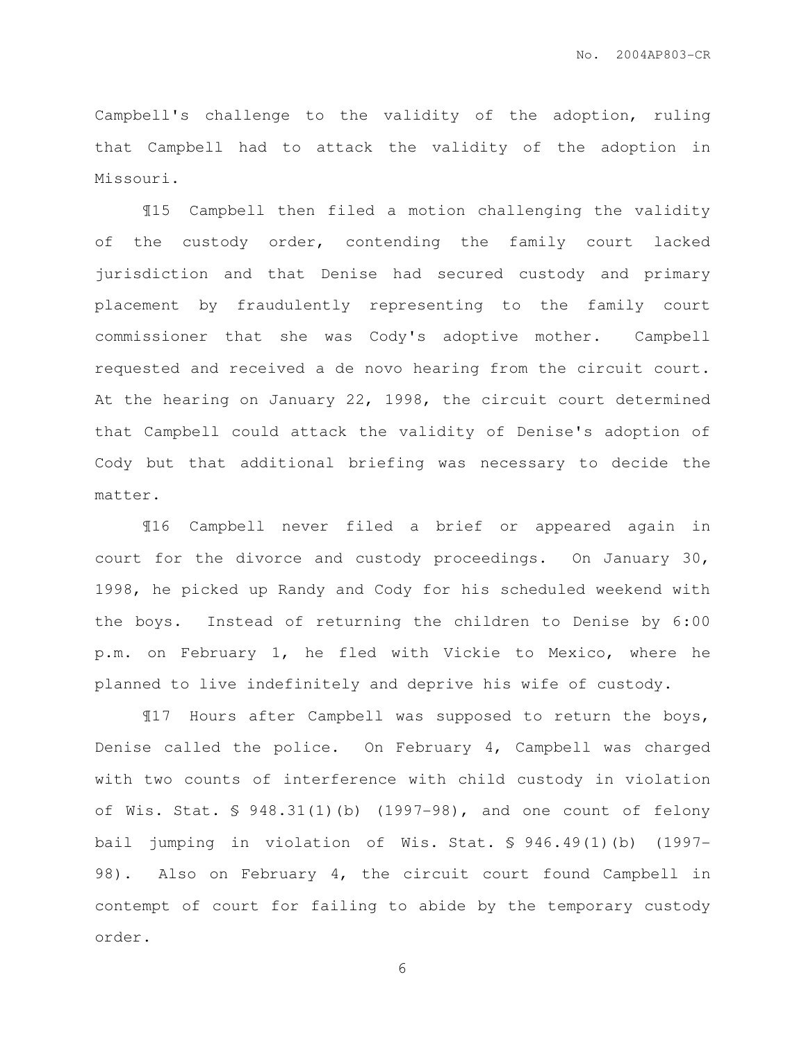Campbell's challenge to the validity of the adoption, ruling that Campbell had to attack the validity of the adoption in Missouri.

¶15 Campbell then filed a motion challenging the validity of the custody order, contending the family court lacked jurisdiction and that Denise had secured custody and primary placement by fraudulently representing to the family court commissioner that she was Cody's adoptive mother. Campbell requested and received a de novo hearing from the circuit court. At the hearing on January 22, 1998, the circuit court determined that Campbell could attack the validity of Denise's adoption of Cody but that additional briefing was necessary to decide the matter.

¶16 Campbell never filed a brief or appeared again in court for the divorce and custody proceedings. On January 30, 1998, he picked up Randy and Cody for his scheduled weekend with the boys. Instead of returning the children to Denise by 6:00 p.m. on February 1, he fled with Vickie to Mexico, where he planned to live indefinitely and deprive his wife of custody.

¶17 Hours after Campbell was supposed to return the boys, Denise called the police. On February 4, Campbell was charged with two counts of interference with child custody in violation of Wis. Stat. § 948.31(1)(b) (1997-98), and one count of felony bail jumping in violation of Wis. Stat. § 946.49(1)(b) (1997-98). Also on February 4, the circuit court found Campbell in contempt of court for failing to abide by the temporary custody order.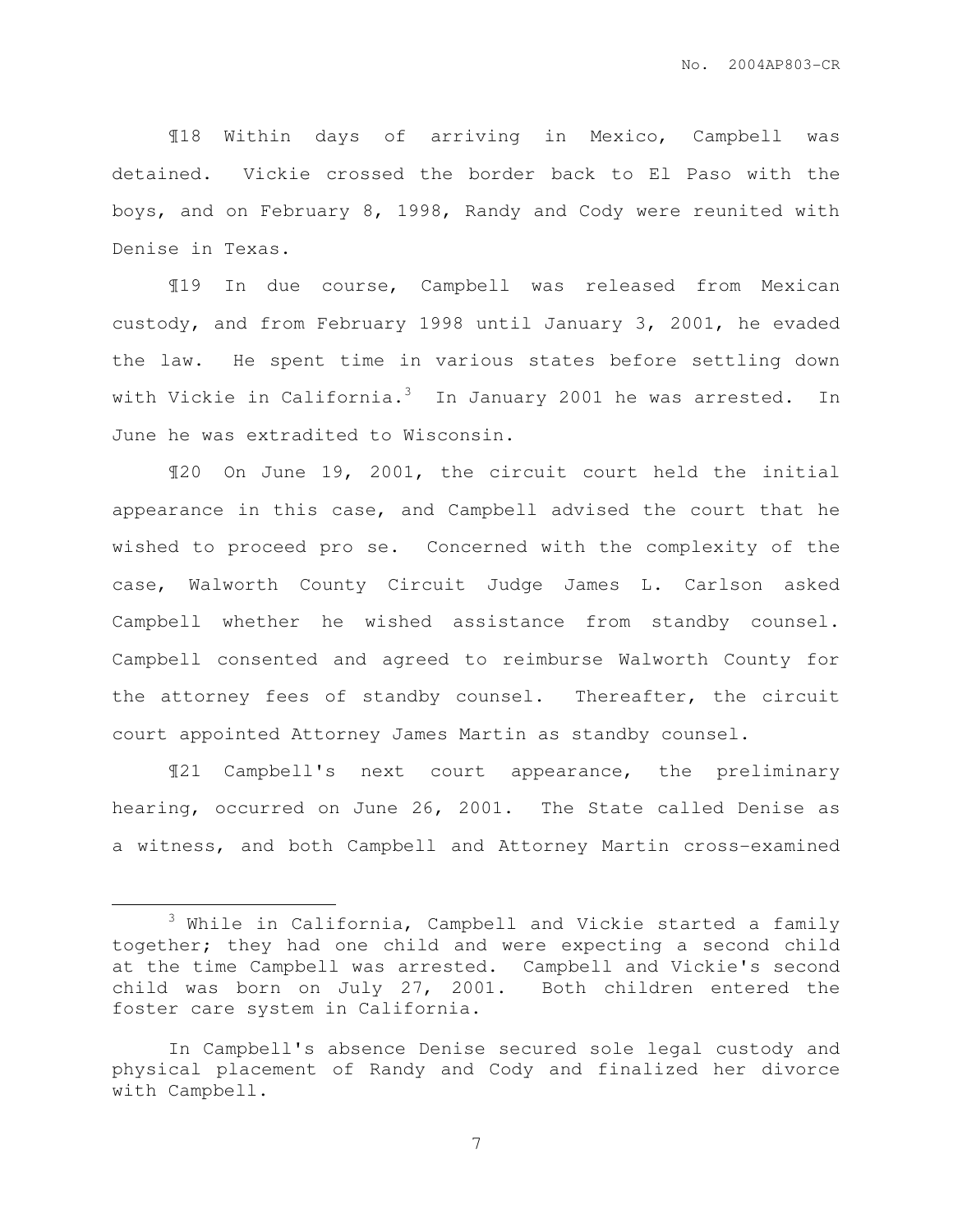¶18 Within days of arriving in Mexico, Campbell was detained. Vickie crossed the border back to El Paso with the boys, and on February 8, 1998, Randy and Cody were reunited with Denise in Texas.

¶19 In due course, Campbell was released from Mexican custody, and from February 1998 until January 3, 2001, he evaded the law. He spent time in various states before settling down with Vickie in California.[3] In January 2001 he was arrested. In June he was extradited to Wisconsin.

¶20 On June 19, 2001, the circuit court held the initial appearance in this case, and Campbell advised the court that he wished to proceed pro se. Concerned with the complexity of the case, Walworth County Circuit Judge James L. Carlson asked Campbell whether he wished assistance from standby counsel. Campbell consented and agreed to reimburse Walworth County for the attorney fees of standby counsel. Thereafter, the circuit court appointed Attorney James Martin as standby counsel.

¶21 Campbell's next court appearance, the preliminary hearing, occurred on June 26, 2001. The State called Denise as a witness, and both Campbell and Attorney Martin cross-examined

---

[3] While in California, Campbell and Vickie started a family together; they had one child and were expecting a second child at the time Campbell was arrested. Campbell and Vickie's second child was born on July 27, 2001. Both children entered the foster care system in California.

In Campbell's absence Denise secured sole legal custody and physical placement of Randy and Cody and finalized her divorce with Campbell.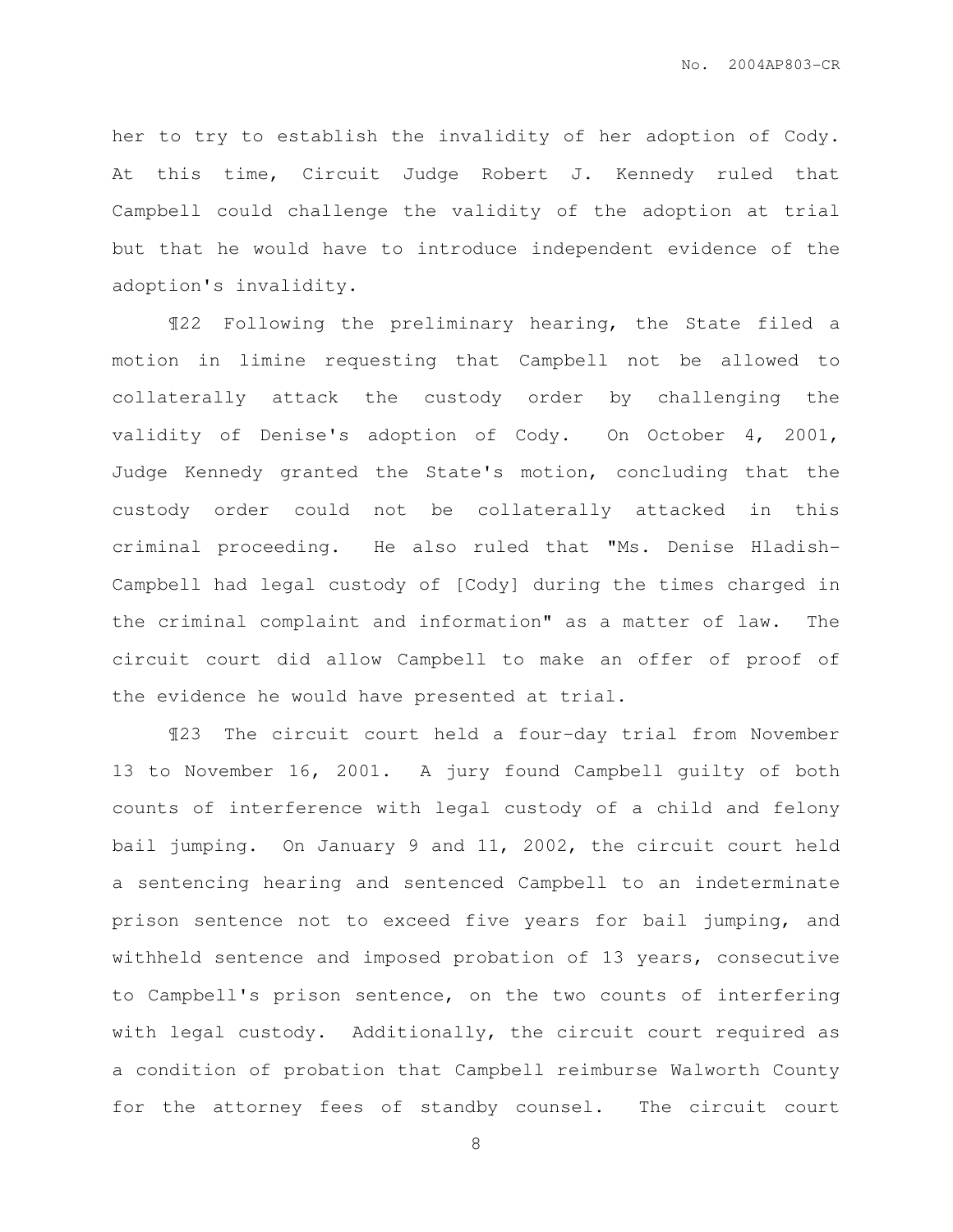her to try to establish the invalidity of her adoption of Cody. At this time, Circuit Judge Robert J. Kennedy ruled that Campbell could challenge the validity of the adoption at trial but that he would have to introduce independent evidence of the adoption's invalidity.

¶22 Following the preliminary hearing, the State filed a motion in limine requesting that Campbell not be allowed to collaterally attack the custody order by challenging the validity of Denise's adoption of Cody. On October 4, 2001, Judge Kennedy granted the State's motion, concluding that the custody order could not be collaterally attacked in this criminal proceeding. He also ruled that "Ms. Denise Hladish-Campbell had legal custody of [Cody] during the times charged in the criminal complaint and information" as a matter of law. The circuit court did allow Campbell to make an offer of proof of the evidence he would have presented at trial.

¶23 The circuit court held a four-day trial from November 13 to November 16, 2001. A jury found Campbell guilty of both counts of interference with legal custody of a child and felony bail jumping. On January 9 and 11, 2002, the circuit court held a sentencing hearing and sentenced Campbell to an indeterminate prison sentence not to exceed five years for bail jumping, and withheld sentence and imposed probation of 13 years, consecutive to Campbell's prison sentence, on the two counts of interfering with legal custody. Additionally, the circuit court required as a condition of probation that Campbell reimburse Walworth County for the attorney fees of standby counsel. The circuit court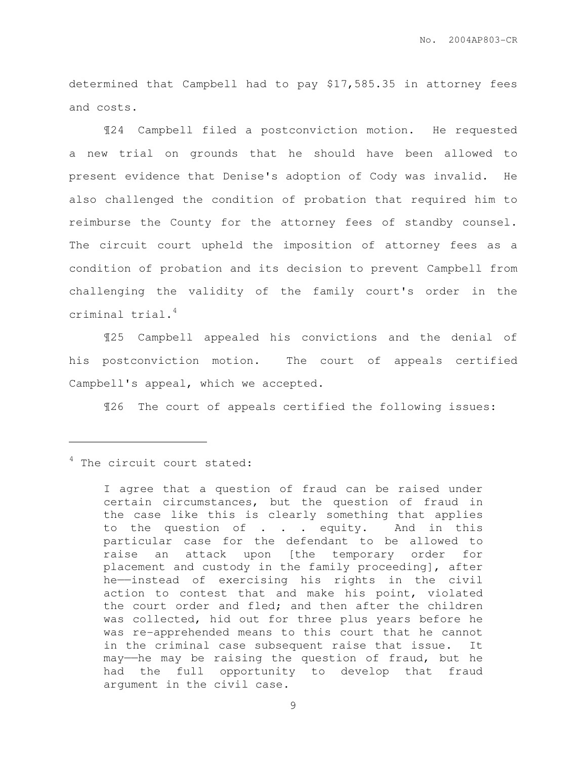determined that Campbell had to pay $17,585.35 in attorney fees and costs.

¶24 Campbell filed a postconviction motion. He requested a new trial on grounds that he should have been allowed to present evidence that Denise's adoption of Cody was invalid. He also challenged the condition of probation that required him to reimburse the County for the attorney fees of standby counsel. The circuit court upheld the imposition of attorney fees as a condition of probation and its decision to prevent Campbell from challenging the validity of the family court's order in the criminal trial.[4]

¶25 Campbell appealed his convictions and the denial of his postconviction motion. The court of appeals certified Campbell's appeal, which we accepted.

¶26 The court of appeals certified the following issues:

---

[4] The circuit court stated:

> I agree that a question of fraud can be raised under certain circumstances, but the question of fraud in the case like this is clearly something that applies to the question of . . . equity. And in this particular case for the defendant to be allowed to raise an attack upon [the temporary order for placement and custody in the family proceeding], after he——instead of exercising his rights in the civil action to contest that and make his point, violated the court order and fled; and then after the children was collected, hid out for three plus years before he was re-apprehended means to this court that he cannot in the criminal case subsequent raise that issue. It may——he may be raising the question of fraud, but he had the full opportunity to develop that fraud argument in the civil case.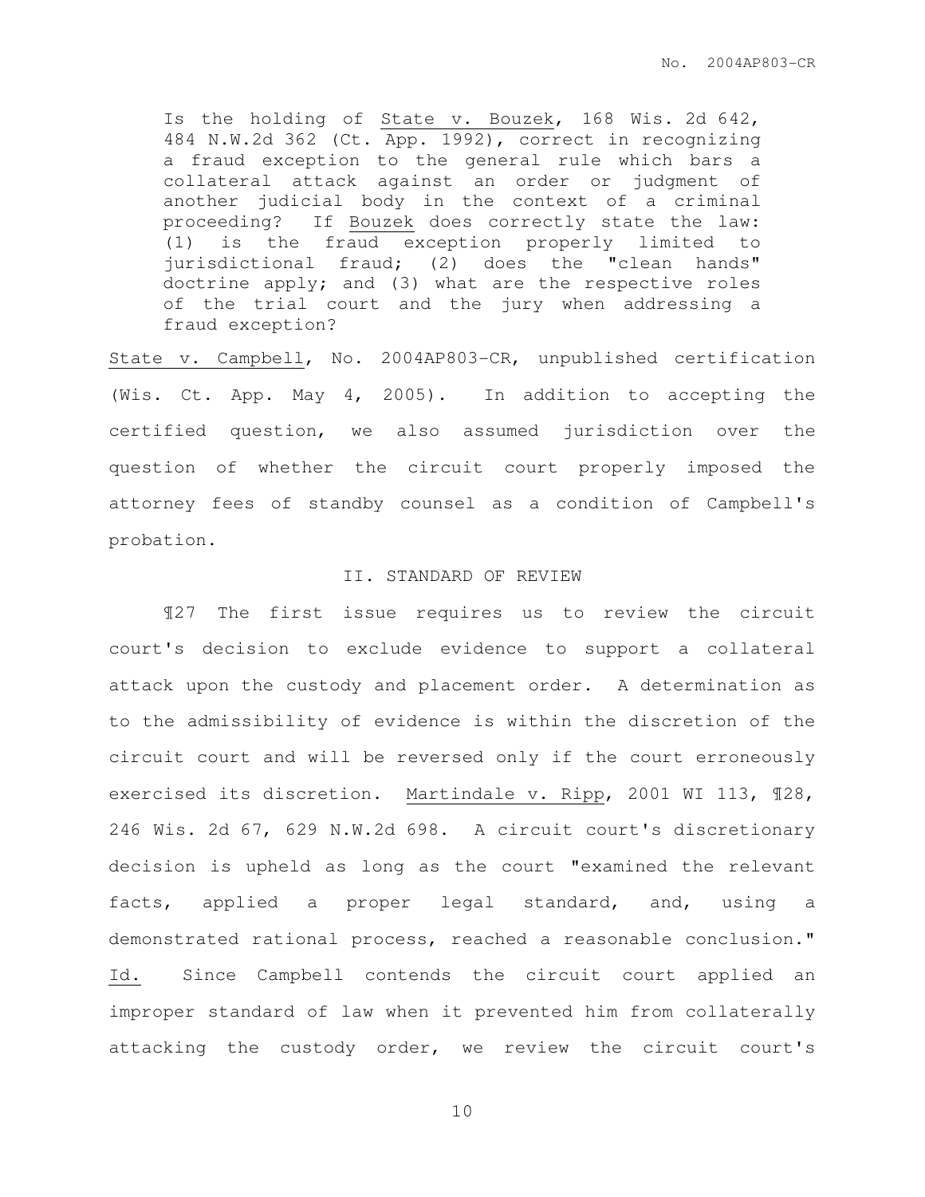> Is the holding of State v. Bouzek, 168 Wis. 2d 642, 484 N.W.2d 362 (Ct. App. 1992), correct in recognizing a fraud exception to the general rule which bars a collateral attack against an order or judgment of another judicial body in the context of a criminal proceeding? If Bouzek does correctly state the law: (1) is the fraud exception properly limited to jurisdictional fraud; (2) does the "clean hands" doctrine apply; and (3) what are the respective roles of the trial court and the jury when addressing a fraud exception?

State v. Campbell, No. 2004AP803-CR, unpublished certification (Wis. Ct. App. May 4, 2005). In addition to accepting the certified question, we also assumed jurisdiction over the question of whether the circuit court properly imposed the attorney fees of standby counsel as a condition of Campbell's probation.

## II. STANDARD OF REVIEW

¶27 The first issue requires us to review the circuit court's decision to exclude evidence to support a collateral attack upon the custody and placement order. A determination as to the admissibility of evidence is within the discretion of the circuit court and will be reversed only if the court erroneously exercised its discretion. Martindale v. Ripp, 2001 WI 113, ¶28, 246 Wis. 2d 67, 629 N.W.2d 698. A circuit court's discretionary decision is upheld as long as the court "examined the relevant facts, applied a proper legal standard, and, using a demonstrated rational process, reached a reasonable conclusion." Id. Since Campbell contends the circuit court applied an improper standard of law when it prevented him from collaterally attacking the custody order, we review the circuit court's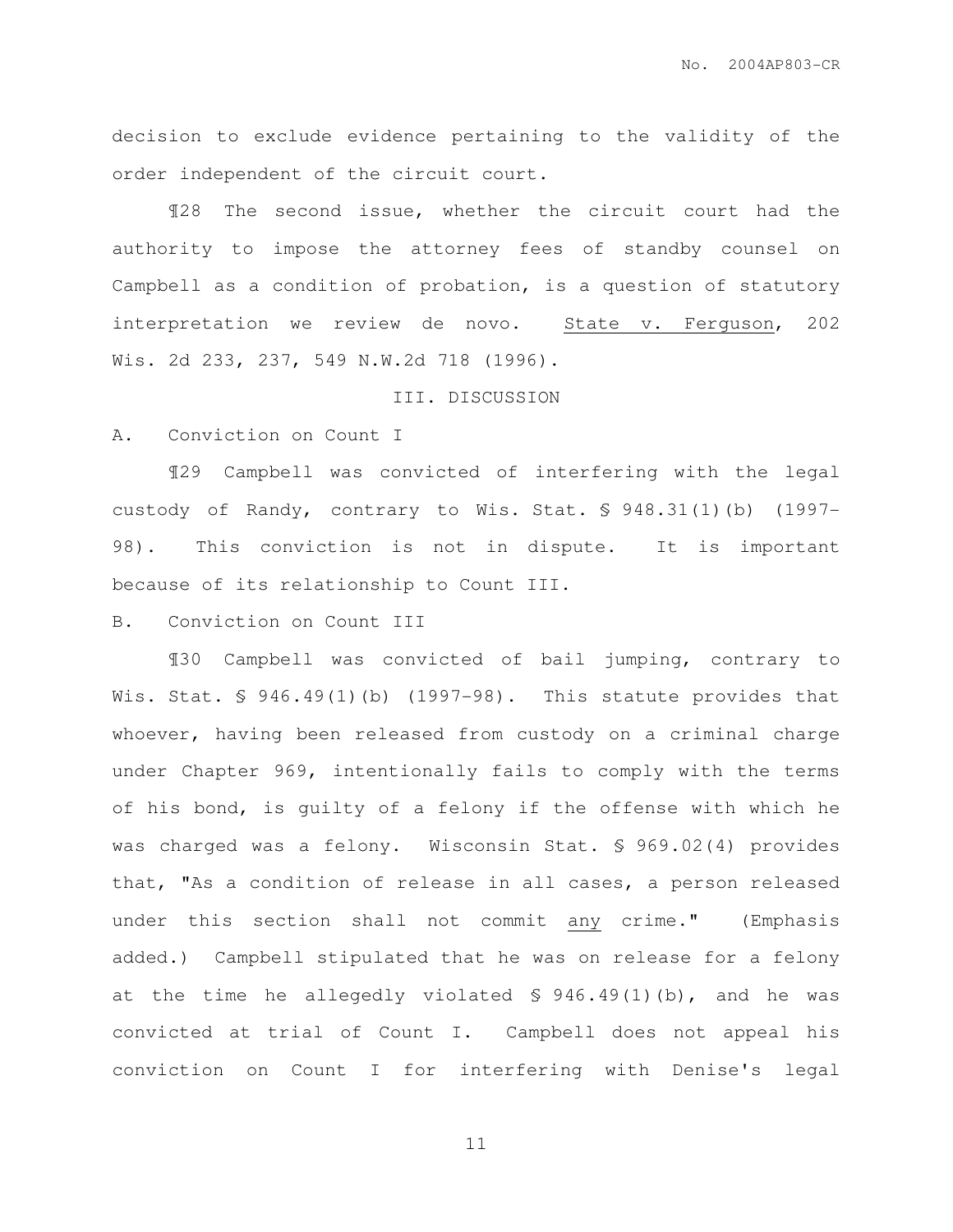decision to exclude evidence pertaining to the validity of the order independent of the circuit court.

¶28 The second issue, whether the circuit court had the authority to impose the attorney fees of standby counsel on Campbell as a condition of probation, is a question of statutory interpretation we review de novo. State v. Ferguson, 202 Wis. 2d 233, 237, 549 N.W.2d 718 (1996).

## III. DISCUSSION

### A. Conviction on Count I

¶29 Campbell was convicted of interfering with the legal custody of Randy, contrary to Wis. Stat. § 948.31(1)(b) (1997-98). This conviction is not in dispute. It is important because of its relationship to Count III.

### B. Conviction on Count III

¶30 Campbell was convicted of bail jumping, contrary to Wis. Stat. § 946.49(1)(b) (1997-98). This statute provides that whoever, having been released from custody on a criminal charge under Chapter 969, intentionally fails to comply with the terms of his bond, is guilty of a felony if the offense with which he was charged was a felony. Wisconsin Stat. § 969.02(4) provides that, "As a condition of release in all cases, a person released under this section shall not commit <u>any</u> crime." (Emphasis added.) Campbell stipulated that he was on release for a felony at the time he allegedly violated § 946.49(1)(b), and he was convicted at trial of Count I. Campbell does not appeal his conviction on Count I for interfering with Denise's legal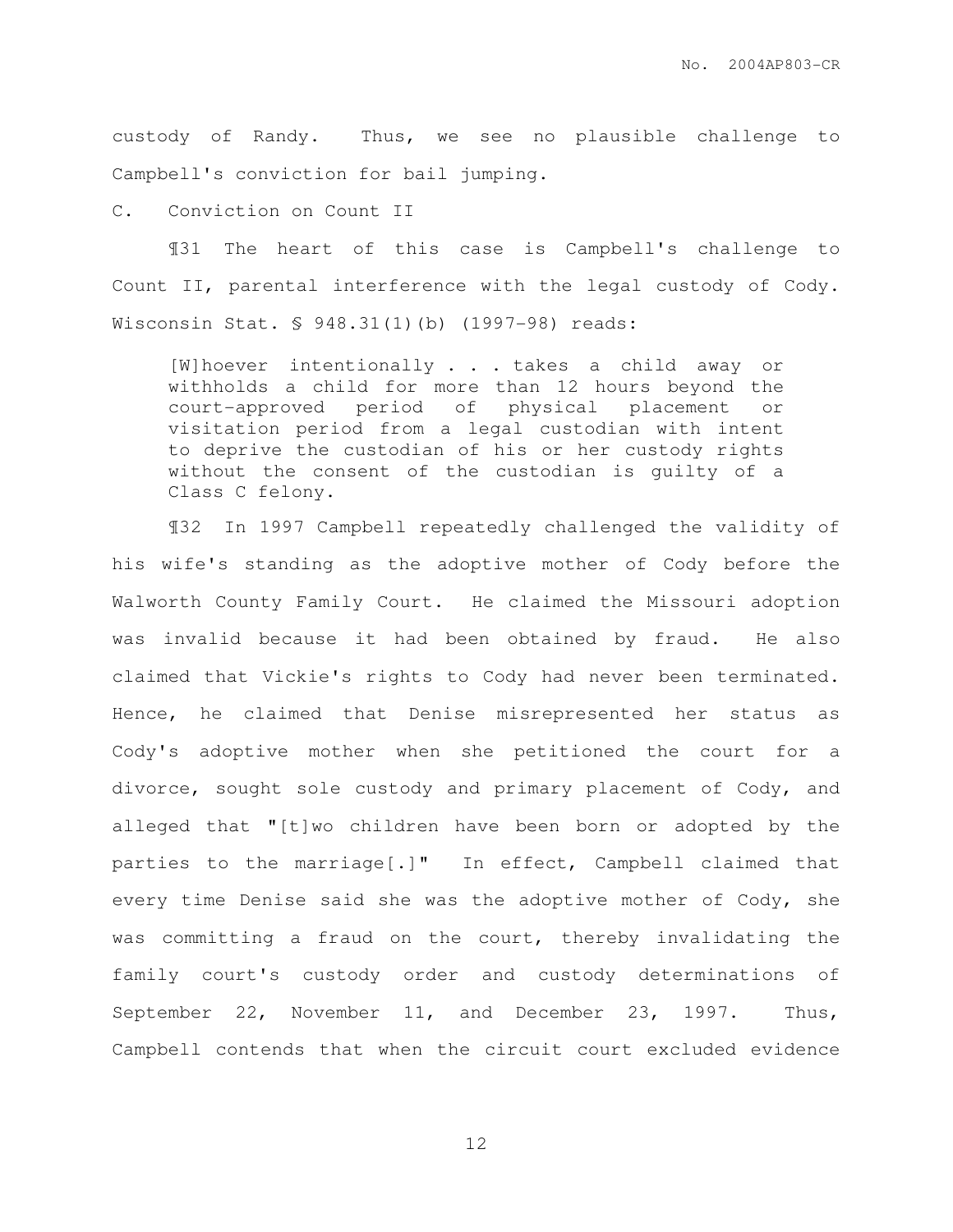custody of Randy. Thus, we see no plausible challenge to Campbell's conviction for bail jumping.

C. Conviction on Count II

¶31 The heart of this case is Campbell's challenge to Count II, parental interference with the legal custody of Cody. Wisconsin Stat. § 948.31(1)(b) (1997-98) reads:

> [W]hoever intentionally . . . takes a child away or withholds a child for more than 12 hours beyond the court-approved period of physical placement or visitation period from a legal custodian with intent to deprive the custodian of his or her custody rights without the consent of the custodian is guilty of a Class C felony.

¶32 In 1997 Campbell repeatedly challenged the validity of his wife's standing as the adoptive mother of Cody before the Walworth County Family Court. He claimed the Missouri adoption was invalid because it had been obtained by fraud. He also claimed that Vickie's rights to Cody had never been terminated. Hence, he claimed that Denise misrepresented her status as Cody's adoptive mother when she petitioned the court for a divorce, sought sole custody and primary placement of Cody, and alleged that "[t]wo children have been born or adopted by the parties to the marriage[.]" In effect, Campbell claimed that every time Denise said she was the adoptive mother of Cody, she was committing a fraud on the court, thereby invalidating the family court's custody order and custody determinations of September 22, November 11, and December 23, 1997. Thus, Campbell contends that when the circuit court excluded evidence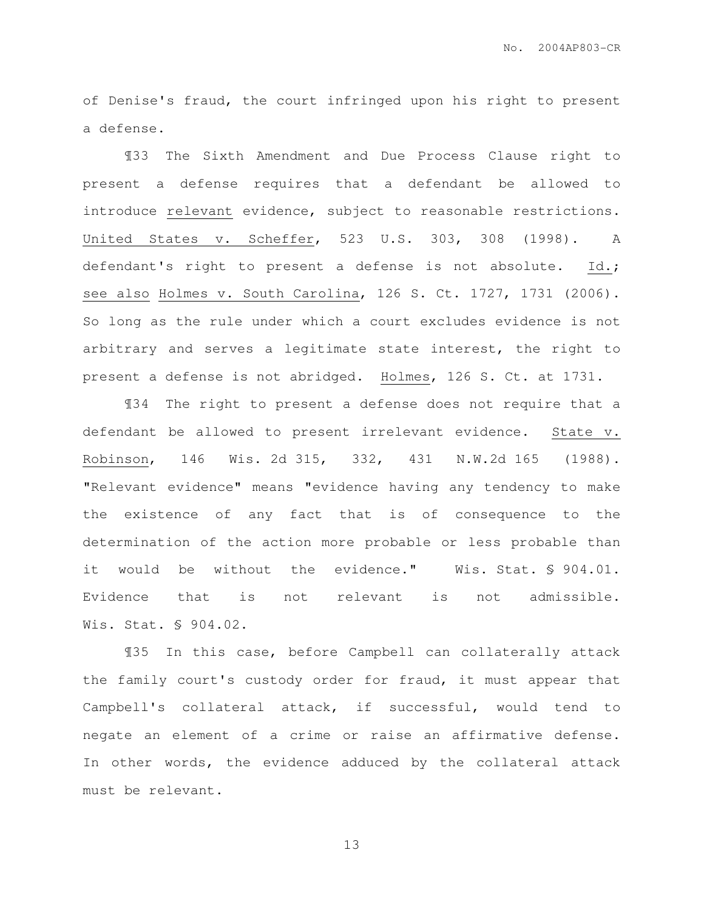of Denise's fraud, the court infringed upon his right to present a defense.

¶33 The Sixth Amendment and Due Process Clause right to present a defense requires that a defendant be allowed to introduce <u>relevant</u> evidence, subject to reasonable restrictions. <u>United States v. Scheffer</u>, 523 U.S. 303, 308 (1998). A defendant's right to present a defense is not absolute. <u>Id.</u>; <u>see also</u> <u>Holmes v. South Carolina</u>, 126 S. Ct. 1727, 1731 (2006). So long as the rule under which a court excludes evidence is not arbitrary and serves a legitimate state interest, the right to present a defense is not abridged. <u>Holmes</u>, 126 S. Ct. at 1731.

¶34 The right to present a defense does not require that a defendant be allowed to present irrelevant evidence. <u>State v. Robinson</u>, 146 Wis. 2d 315, 332, 431 N.W.2d 165 (1988). "Relevant evidence" means "evidence having any tendency to make the existence of any fact that is of consequence to the determination of the action more probable or less probable than it would be without the evidence." Wis. Stat. § 904.01. Evidence that is not relevant is not admissible. Wis. Stat. § 904.02.

¶35 In this case, before Campbell can collaterally attack the family court's custody order for fraud, it must appear that Campbell's collateral attack, if successful, would tend to negate an element of a crime or raise an affirmative defense. In other words, the evidence adduced by the collateral attack must be relevant.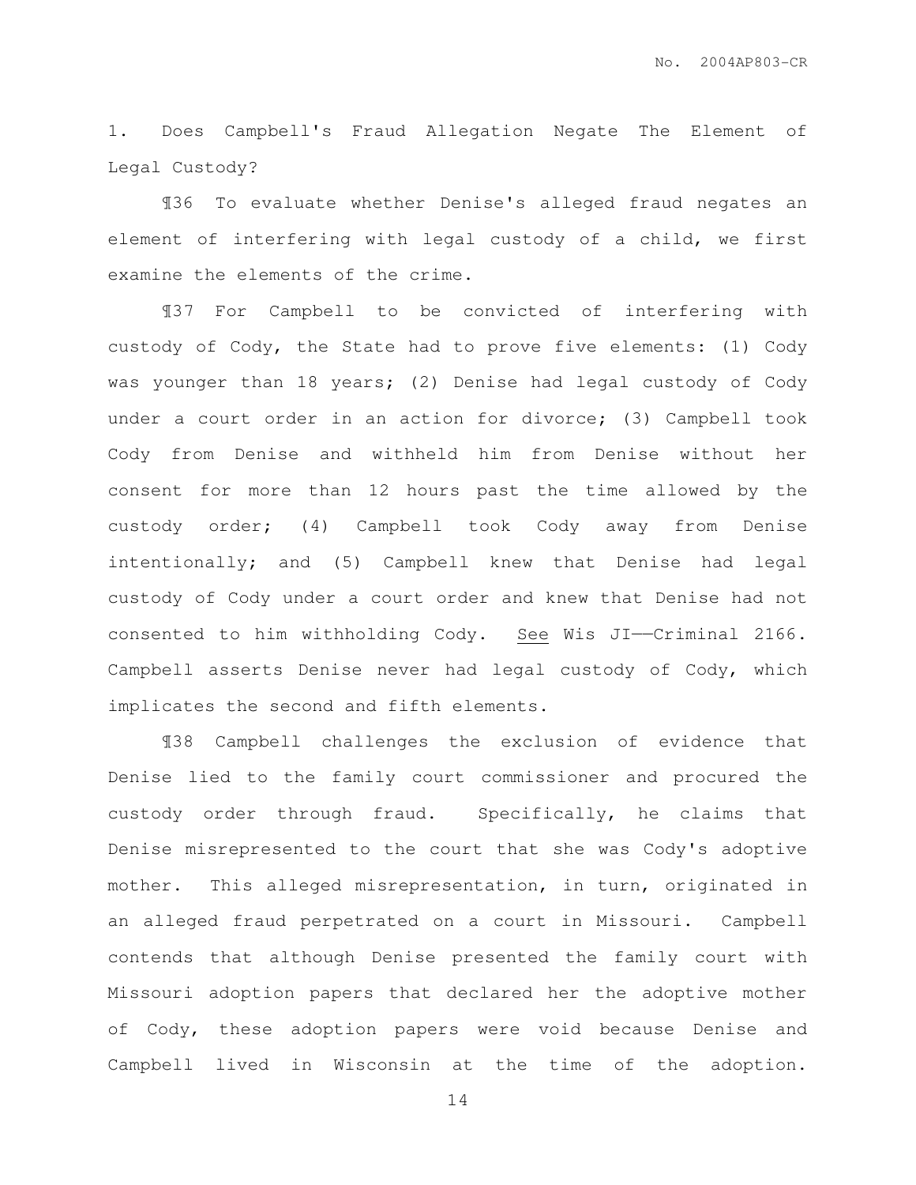1. Does Campbell's Fraud Allegation Negate The Element of Legal Custody?

¶36 To evaluate whether Denise's alleged fraud negates an element of interfering with legal custody of a child, we first examine the elements of the crime.

¶37 For Campbell to be convicted of interfering with custody of Cody, the State had to prove five elements: (1) Cody was younger than 18 years; (2) Denise had legal custody of Cody under a court order in an action for divorce; (3) Campbell took Cody from Denise and withheld him from Denise without her consent for more than 12 hours past the time allowed by the custody order; (4) Campbell took Cody away from Denise intentionally; and (5) Campbell knew that Denise had legal custody of Cody under a court order and knew that Denise had not consented to him withholding Cody. See Wis JI——Criminal 2166. Campbell asserts Denise never had legal custody of Cody, which implicates the second and fifth elements.

¶38 Campbell challenges the exclusion of evidence that Denise lied to the family court commissioner and procured the custody order through fraud. Specifically, he claims that Denise misrepresented to the court that she was Cody's adoptive mother. This alleged misrepresentation, in turn, originated in an alleged fraud perpetrated on a court in Missouri. Campbell contends that although Denise presented the family court with Missouri adoption papers that declared her the adoptive mother of Cody, these adoption papers were void because Denise and Campbell lived in Wisconsin at the time of the adoption.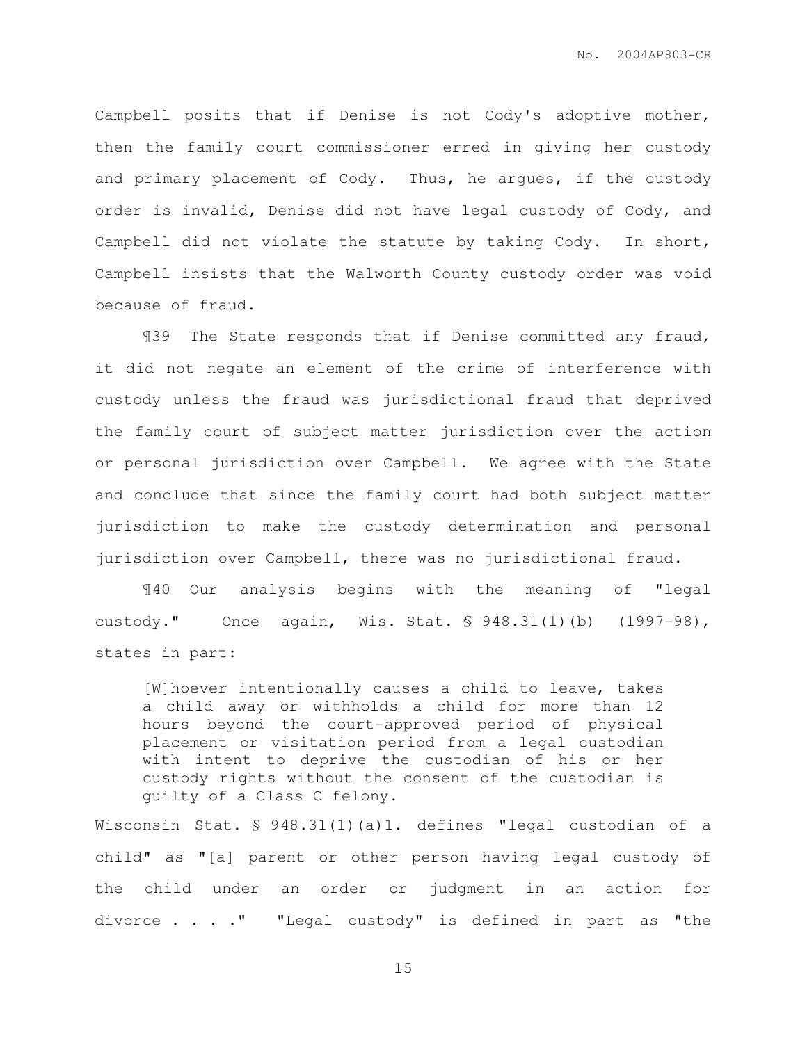Campbell posits that if Denise is not Cody's adoptive mother, then the family court commissioner erred in giving her custody and primary placement of Cody. Thus, he argues, if the custody order is invalid, Denise did not have legal custody of Cody, and Campbell did not violate the statute by taking Cody. In short, Campbell insists that the Walworth County custody order was void because of fraud.

¶39 The State responds that if Denise committed any fraud, it did not negate an element of the crime of interference with custody unless the fraud was jurisdictional fraud that deprived the family court of subject matter jurisdiction over the action or personal jurisdiction over Campbell. We agree with the State and conclude that since the family court had both subject matter jurisdiction to make the custody determination and personal jurisdiction over Campbell, there was no jurisdictional fraud.

¶40 Our analysis begins with the meaning of "legal custody." Once again, Wis. Stat. § 948.31(1)(b) (1997-98), states in part:

> [W]hoever intentionally causes a child to leave, takes a child away or withholds a child for more than 12 hours beyond the court-approved period of physical placement or visitation period from a legal custodian with intent to deprive the custodian of his or her custody rights without the consent of the custodian is guilty of a Class C felony.

Wisconsin Stat. § 948.31(1)(a)1. defines "legal custodian of a child" as "[a] parent or other person having legal custody of the child under an order or judgment in an action for divorce . . . ." "Legal custody" is defined in part as "the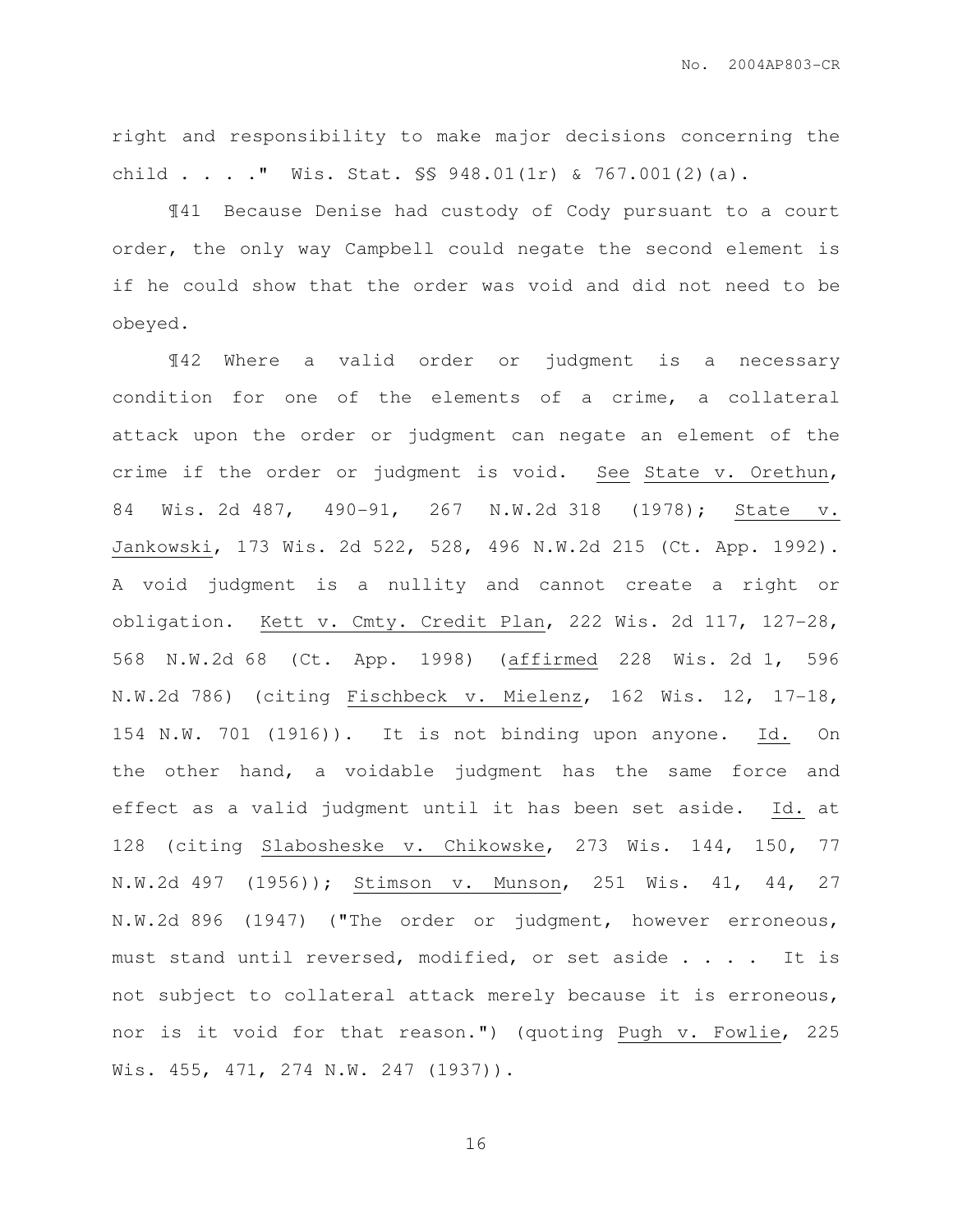right and responsibility to make major decisions concerning the child . . . ." Wis. Stat. §§ 948.01(1r) & 767.001(2)(a).

¶41 Because Denise had custody of Cody pursuant to a court order, the only way Campbell could negate the second element is if he could show that the order was void and did not need to be obeyed.

¶42 Where a valid order or judgment is a necessary condition for one of the elements of a crime, a collateral attack upon the order or judgment can negate an element of the crime if the order or judgment is void. See State v. Orethun, 84 Wis. 2d 487, 490–91, 267 N.W.2d 318 (1978); State v. Jankowski, 173 Wis. 2d 522, 528, 496 N.W.2d 215 (Ct. App. 1992). A void judgment is a nullity and cannot create a right or obligation. Kett v. Cmty. Credit Plan, 222 Wis. 2d 117, 127–28, 568 N.W.2d 68 (Ct. App. 1998) (affirmed 228 Wis. 2d 1, 596 N.W.2d 786) (citing Fischbeck v. Mielenz, 162 Wis. 12, 17–18, 154 N.W. 701 (1916)). It is not binding upon anyone. Id. On the other hand, a voidable judgment has the same force and effect as a valid judgment until it has been set aside. Id. at 128 (citing Slabosheske v. Chikowske, 273 Wis. 144, 150, 77 N.W.2d 497 (1956)); Stimson v. Munson, 251 Wis. 41, 44, 27 N.W.2d 896 (1947) ("The order or judgment, however erroneous, must stand until reversed, modified, or set aside . . . . It is not subject to collateral attack merely because it is erroneous, nor is it void for that reason.") (quoting Pugh v. Fowlie, 225 Wis. 455, 471, 274 N.W. 247 (1937)).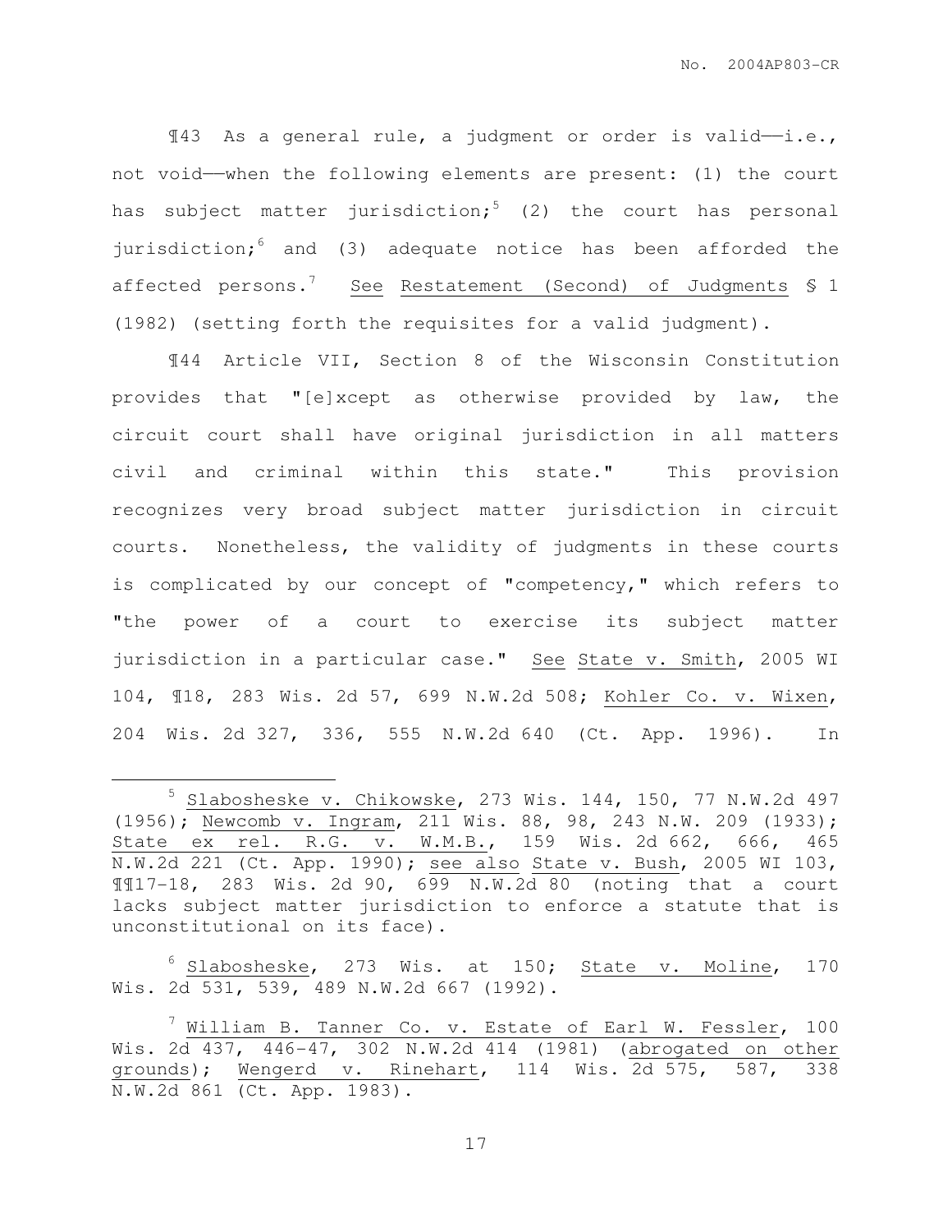¶43 As a general rule, a judgment or order is valid——i.e., not void——when the following elements are present: (1) the court has subject matter jurisdiction;[5] (2) the court has personal jurisdiction;[6] and (3) adequate notice has been afforded the affected persons.[7] See Restatement (Second) of Judgments § 1 (1982) (setting forth the requisites for a valid judgment).

¶44 Article VII, Section 8 of the Wisconsin Constitution provides that "[e]xcept as otherwise provided by law, the circuit court shall have original jurisdiction in all matters civil and criminal within this state." This provision recognizes very broad subject matter jurisdiction in circuit courts. Nonetheless, the validity of judgments in these courts is complicated by our concept of "competency," which refers to "the power of a court to exercise its subject matter jurisdiction in a particular case." See State v. Smith, 2005 WI 104, ¶18, 283 Wis. 2d 57, 699 N.W.2d 508; Kohler Co. v. Wixen, 204 Wis. 2d 327, 336, 555 N.W.2d 640 (Ct. App. 1996). In

---

[5] Slabosheske v. Chikowske, 273 Wis. 144, 150, 77 N.W.2d 497 (1956); Newcomb v. Ingram, 211 Wis. 88, 98, 243 N.W. 209 (1933); State ex rel. R.G. v. W.M.B., 159 Wis. 2d 662, 666, 465 N.W.2d 221 (Ct. App. 1990); see also State v. Bush, 2005 WI 103, ¶¶17-18, 283 Wis. 2d 90, 699 N.W.2d 80 (noting that a court lacks subject matter jurisdiction to enforce a statute that is unconstitutional on its face).

[6] Slabosheske, 273 Wis. at 150; State v. Moline, 170 Wis. 2d 531, 539, 489 N.W.2d 667 (1992).

[7] William B. Tanner Co. v. Estate of Earl W. Fessler, 100 Wis. 2d 437, 446-47, 302 N.W.2d 414 (1981) (abrogated on other grounds); Wengerd v. Rinehart, 114 Wis. 2d 575, 587, 338 N.W.2d 861 (Ct. App. 1983).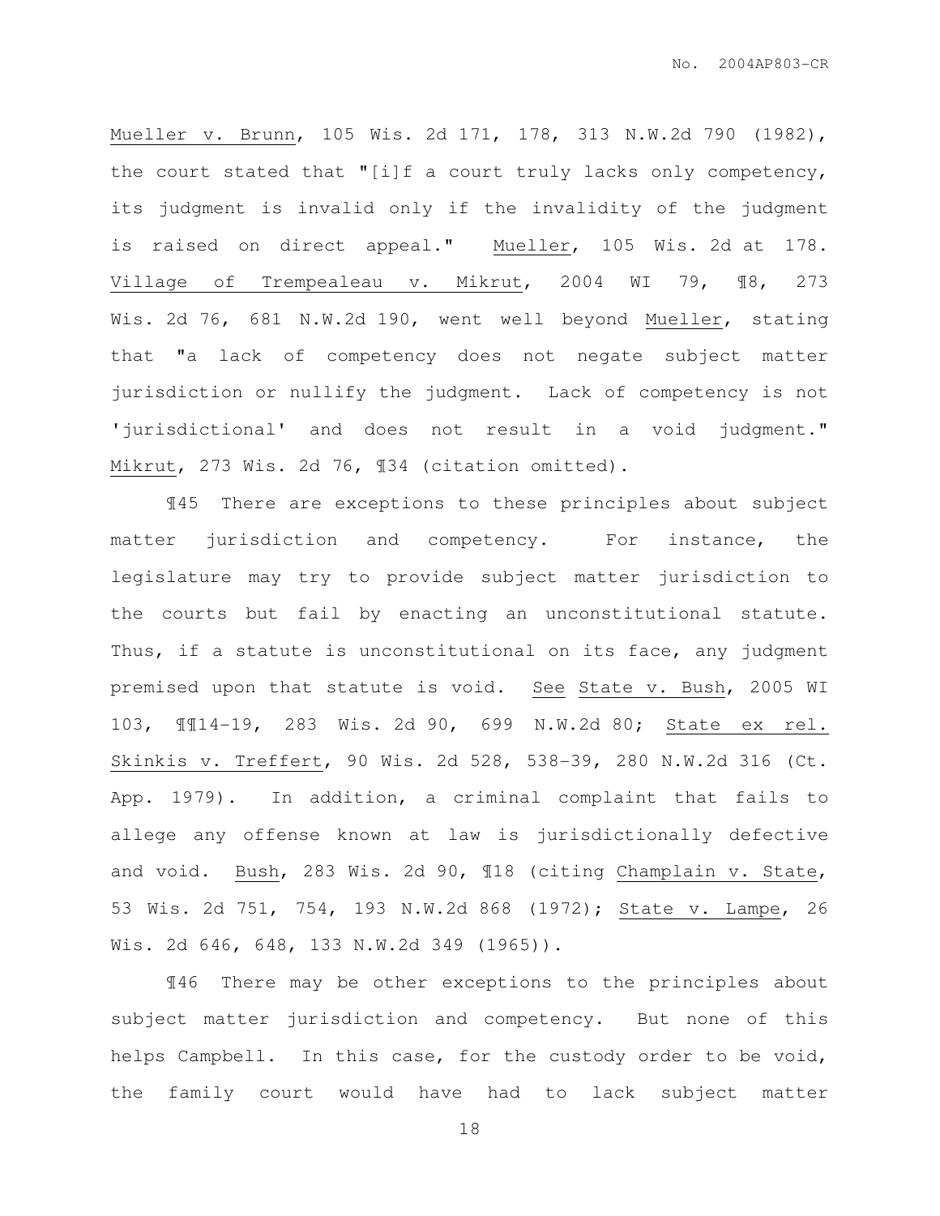Mueller v. Brunn, 105 Wis. 2d 171, 178, 313 N.W.2d 790 (1982), the court stated that "[i]f a court truly lacks only competency, its judgment is invalid only if the invalidity of the judgment is raised on direct appeal." Mueller, 105 Wis. 2d at 178. Village of Trempealeau v. Mikrut, 2004 WI 79, ¶8, 273 Wis. 2d 76, 681 N.W.2d 190, went well beyond Mueller, stating that "a lack of competency does not negate subject matter jurisdiction or nullify the judgment. Lack of competency is not 'jurisdictional' and does not result in a void judgment." Mikrut, 273 Wis. 2d 76, ¶34 (citation omitted).

¶45 There are exceptions to these principles about subject matter jurisdiction and competency. For instance, the legislature may try to provide subject matter jurisdiction to the courts but fail by enacting an unconstitutional statute. Thus, if a statute is unconstitutional on its face, any judgment premised upon that statute is void. See State v. Bush, 2005 WI 103, ¶¶14-19, 283 Wis. 2d 90, 699 N.W.2d 80; State ex rel. Skinkis v. Treffert, 90 Wis. 2d 528, 538-39, 280 N.W.2d 316 (Ct. App. 1979). In addition, a criminal complaint that fails to allege any offense known at law is jurisdictionally defective and void. Bush, 283 Wis. 2d 90, ¶18 (citing Champlain v. State, 53 Wis. 2d 751, 754, 193 N.W.2d 868 (1972); State v. Lampe, 26 Wis. 2d 646, 648, 133 N.W.2d 349 (1965)).

¶46 There may be other exceptions to the principles about subject matter jurisdiction and competency. But none of this helps Campbell. In this case, for the custody order to be void, the family court would have had to lack subject matter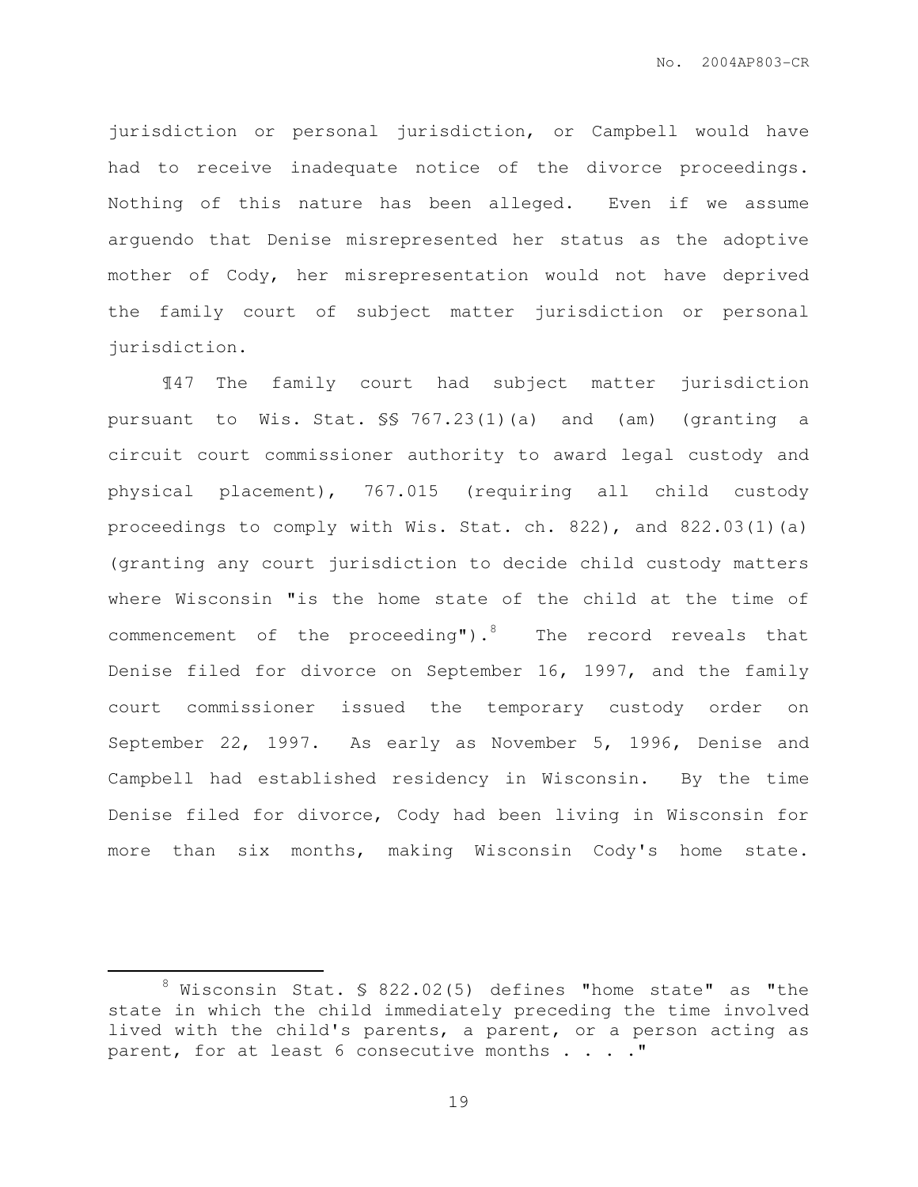jurisdiction or personal jurisdiction, or Campbell would have had to receive inadequate notice of the divorce proceedings. Nothing of this nature has been alleged. Even if we assume arguendo that Denise misrepresented her status as the adoptive mother of Cody, her misrepresentation would not have deprived the family court of subject matter jurisdiction or personal jurisdiction.

¶47 The family court had subject matter jurisdiction pursuant to Wis. Stat. §§ 767.23(1)(a) and (am) (granting a circuit court commissioner authority to award legal custody and physical placement), 767.015 (requiring all child custody proceedings to comply with Wis. Stat. ch. 822), and 822.03(1)(a) (granting any court jurisdiction to decide child custody matters where Wisconsin "is the home state of the child at the time of commencement of the proceeding").[8] The record reveals that Denise filed for divorce on September 16, 1997, and the family court commissioner issued the temporary custody order on September 22, 1997. As early as November 5, 1996, Denise and Campbell had established residency in Wisconsin. By the time Denise filed for divorce, Cody had been living in Wisconsin for more than six months, making Wisconsin Cody's home state.

---

[8] Wisconsin Stat. § 822.02(5) defines "home state" as "the state in which the child immediately preceding the time involved lived with the child's parents, a parent, or a person acting as parent, for at least 6 consecutive months . . . ."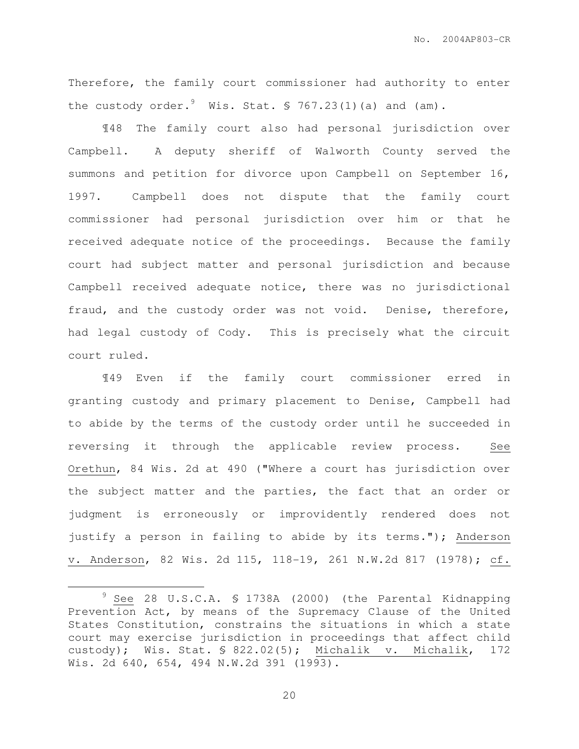Therefore, the family court commissioner had authority to enter the custody order.[9] Wis. Stat. § 767.23(1)(a) and (am).

¶48 The family court also had personal jurisdiction over Campbell. A deputy sheriff of Walworth County served the summons and petition for divorce upon Campbell on September 16, 1997. Campbell does not dispute that the family court commissioner had personal jurisdiction over him or that he received adequate notice of the proceedings. Because the family court had subject matter and personal jurisdiction and because Campbell received adequate notice, there was no jurisdictional fraud, and the custody order was not void. Denise, therefore, had legal custody of Cody. This is precisely what the circuit court ruled.

¶49 Even if the family court commissioner erred in granting custody and primary placement to Denise, Campbell had to abide by the terms of the custody order until he succeeded in reversing it through the applicable review process. See Orethun, 84 Wis. 2d at 490 ("Where a court has jurisdiction over the subject matter and the parties, the fact that an order or judgment is erroneously or improvidently rendered does not justify a person in failing to abide by its terms."); Anderson v. Anderson, 82 Wis. 2d 115, 118-19, 261 N.W.2d 817 (1978); cf.

---

[9] See 28 U.S.C.A. § 1738A (2000) (the Parental Kidnapping Prevention Act, by means of the Supremacy Clause of the United States Constitution, constrains the situations in which a state court may exercise jurisdiction in proceedings that affect child custody); Wis. Stat. § 822.02(5); Michalik v. Michalik, 172 Wis. 2d 640, 654, 494 N.W.2d 391 (1993).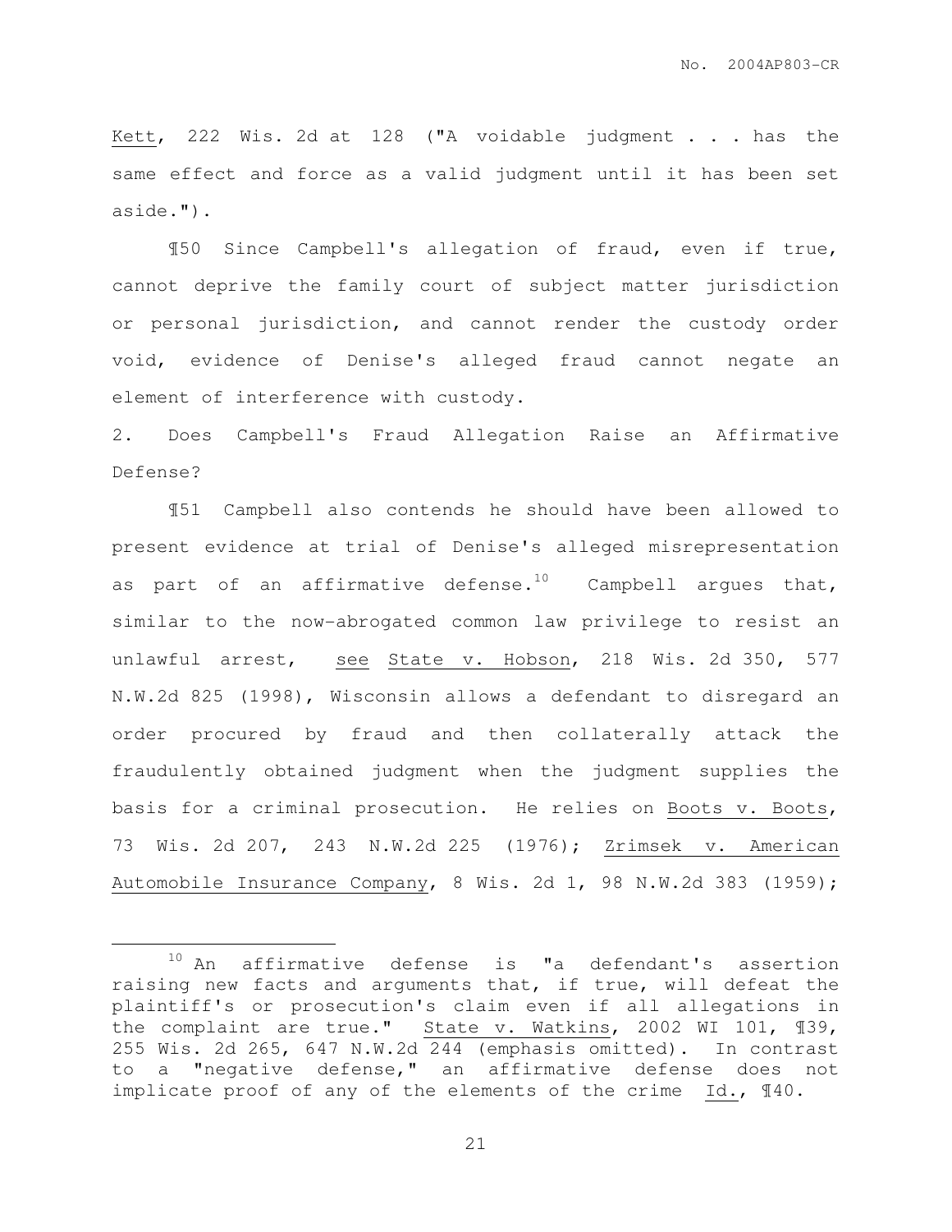Kett, 222 Wis. 2d at 128 ("A voidable judgment . . . has the same effect and force as a valid judgment until it has been set aside.").

¶50 Since Campbell's allegation of fraud, even if true, cannot deprive the family court of subject matter jurisdiction or personal jurisdiction, and cannot render the custody order void, evidence of Denise's alleged fraud cannot negate an element of interference with custody.

2. Does Campbell's Fraud Allegation Raise an Affirmative Defense?

¶51 Campbell also contends he should have been allowed to present evidence at trial of Denise's alleged misrepresentation as part of an affirmative defense.[10] Campbell argues that, similar to the now-abrogated common law privilege to resist an unlawful arrest, see State v. Hobson, 218 Wis. 2d 350, 577 N.W.2d 825 (1998), Wisconsin allows a defendant to disregard an order procured by fraud and then collaterally attack the fraudulently obtained judgment when the judgment supplies the basis for a criminal prosecution. He relies on Boots v. Boots, 73 Wis. 2d 207, 243 N.W.2d 225 (1976); Zrimsek v. American Automobile Insurance Company, 8 Wis. 2d 1, 98 N.W.2d 383 (1959);

---

[10] An affirmative defense is "a defendant's assertion raising new facts and arguments that, if true, will defeat the plaintiff's or prosecution's claim even if all allegations in the complaint are true." State v. Watkins, 2002 WI 101, ¶39, 255 Wis. 2d 265, 647 N.W.2d 244 (emphasis omitted). In contrast to a "negative defense," an affirmative defense does not implicate proof of any of the elements of the crime Id., ¶40.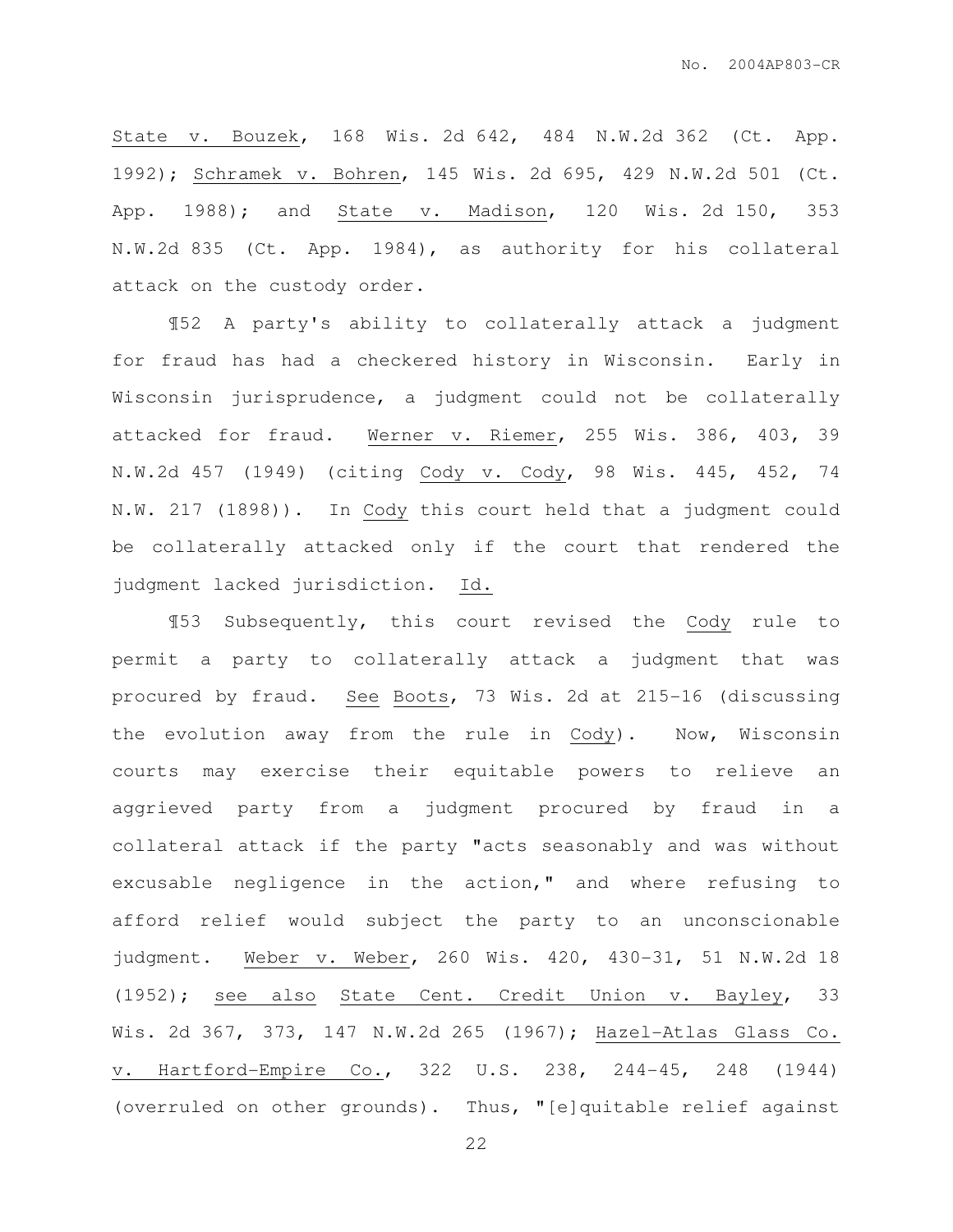State v. Bouzek, 168 Wis. 2d 642, 484 N.W.2d 362 (Ct. App. 1992); Schramek v. Bohren, 145 Wis. 2d 695, 429 N.W.2d 501 (Ct. App. 1988); and State v. Madison, 120 Wis. 2d 150, 353 N.W.2d 835 (Ct. App. 1984), as authority for his collateral attack on the custody order.

¶52 A party's ability to collaterally attack a judgment for fraud has had a checkered history in Wisconsin. Early in Wisconsin jurisprudence, a judgment could not be collaterally attacked for fraud. Werner v. Riemer, 255 Wis. 386, 403, 39 N.W.2d 457 (1949) (citing Cody v. Cody, 98 Wis. 445, 452, 74 N.W. 217 (1898)). In Cody this court held that a judgment could be collaterally attacked only if the court that rendered the judgment lacked jurisdiction. Id.

¶53 Subsequently, this court revised the Cody rule to permit a party to collaterally attack a judgment that was procured by fraud. See Boots, 73 Wis. 2d at 215-16 (discussing the evolution away from the rule in Cody). Now, Wisconsin courts may exercise their equitable powers to relieve an aggrieved party from a judgment procured by fraud in a collateral attack if the party "acts seasonably and was without excusable negligence in the action," and where refusing to afford relief would subject the party to an unconscionable judgment. Weber v. Weber, 260 Wis. 420, 430-31, 51 N.W.2d 18 (1952); see also State Cent. Credit Union v. Bayley, 33 Wis. 2d 367, 373, 147 N.W.2d 265 (1967); Hazel-Atlas Glass Co. v. Hartford-Empire Co., 322 U.S. 238, 244-45, 248 (1944) (overruled on other grounds). Thus, "[e]quitable relief against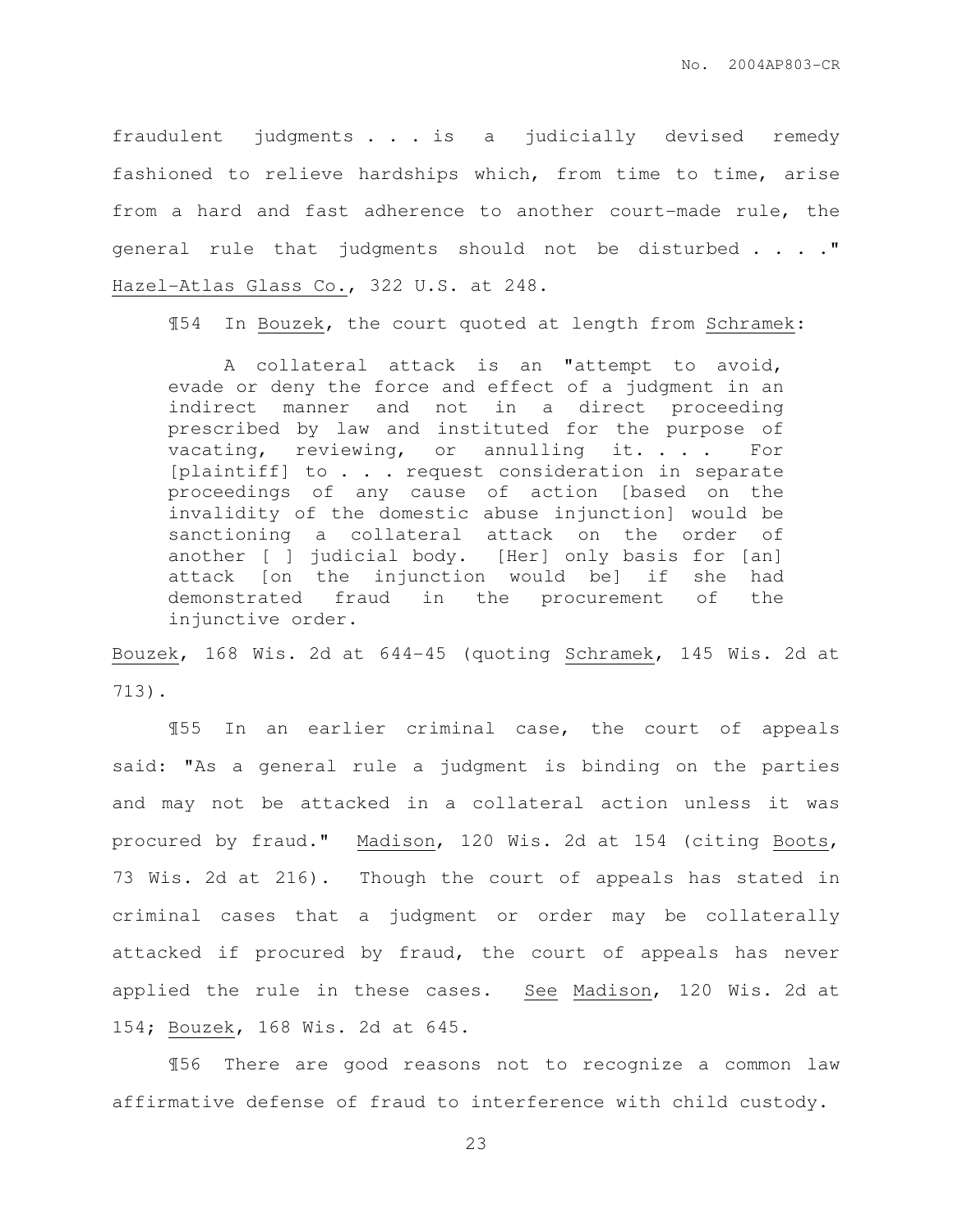fraudulent judgments . . . is a judicially devised remedy fashioned to relieve hardships which, from time to time, arise from a hard and fast adherence to another court-made rule, the general rule that judgments should not be disturbed . . . ." Hazel-Atlas Glass Co., 322 U.S. at 248.

¶54 In Bouzek, the court quoted at length from Schramek:

> A collateral attack is an "attempt to avoid, evade or deny the force and effect of a judgment in an indirect manner and not in a direct proceeding prescribed by law and instituted for the purpose of vacating, reviewing, or annulling it. . . . For [plaintiff] to . . . request consideration in separate proceedings of any cause of action [based on the invalidity of the domestic abuse injunction] would be sanctioning a collateral attack on the order of another [ ] judicial body. [Her] only basis for [an] attack [on the injunction would be] if she had demonstrated fraud in the procurement of the injunctive order.

Bouzek, 168 Wis. 2d at 644-45 (quoting Schramek, 145 Wis. 2d at 713).

¶55 In an earlier criminal case, the court of appeals said: "As a general rule a judgment is binding on the parties and may not be attacked in a collateral action unless it was procured by fraud." Madison, 120 Wis. 2d at 154 (citing Boots, 73 Wis. 2d at 216). Though the court of appeals has stated in criminal cases that a judgment or order may be collaterally attacked if procured by fraud, the court of appeals has never applied the rule in these cases. See Madison, 120 Wis. 2d at 154; Bouzek, 168 Wis. 2d at 645.

¶56 There are good reasons not to recognize a common law affirmative defense of fraud to interference with child custody.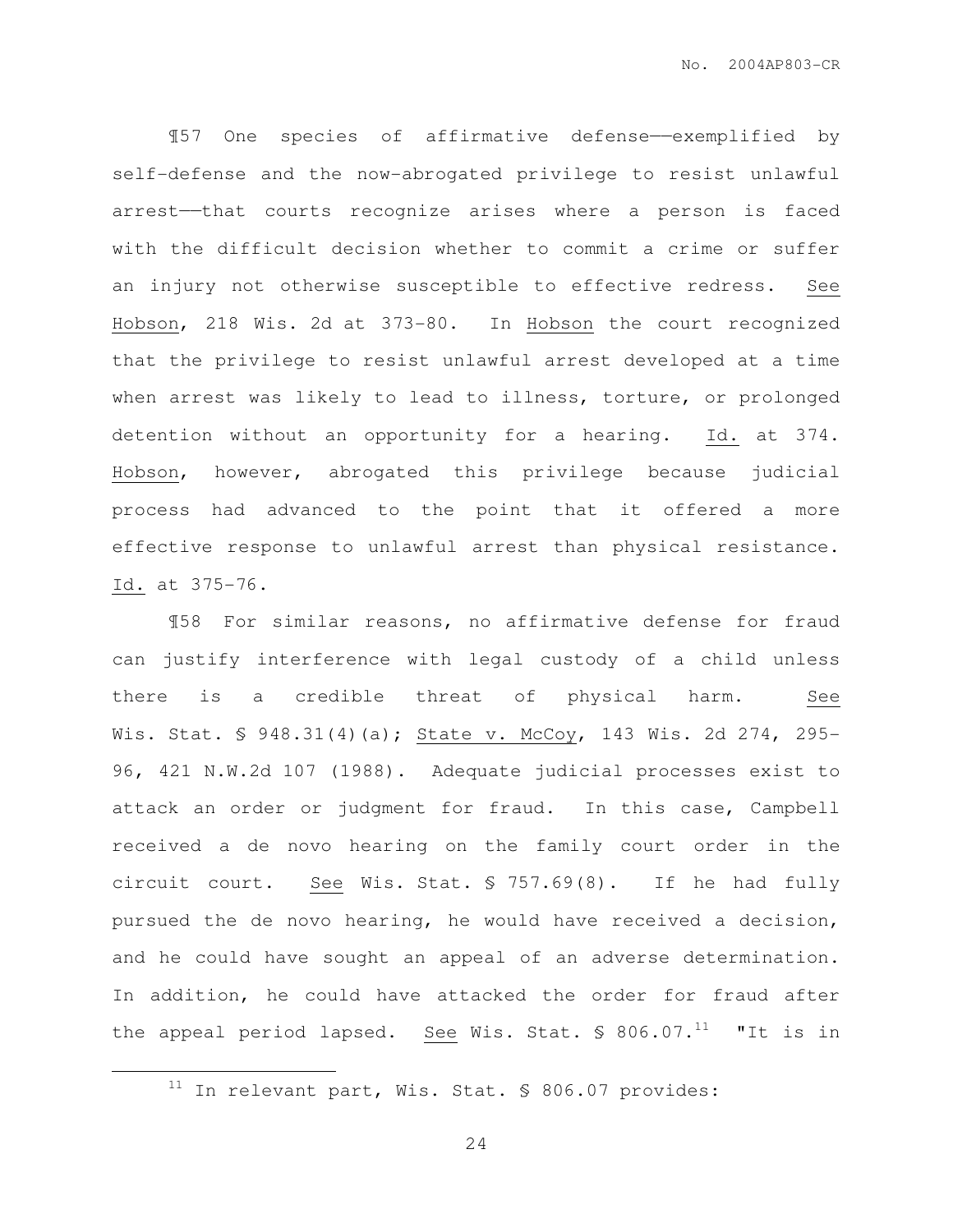¶57 One species of affirmative defense——exemplified by self-defense and the now-abrogated privilege to resist unlawful arrest——that courts recognize arises where a person is faced with the difficult decision whether to commit a crime or suffer an injury not otherwise susceptible to effective redress. See Hobson, 218 Wis. 2d at 373-80. In Hobson the court recognized that the privilege to resist unlawful arrest developed at a time when arrest was likely to lead to illness, torture, or prolonged detention without an opportunity for a hearing. Id. at 374. Hobson, however, abrogated this privilege because judicial process had advanced to the point that it offered a more effective response to unlawful arrest than physical resistance. Id. at 375-76.

¶58 For similar reasons, no affirmative defense for fraud can justify interference with legal custody of a child unless there is a credible threat of physical harm. See Wis. Stat. § 948.31(4)(a); State v. McCoy, 143 Wis. 2d 274, 295-96, 421 N.W.2d 107 (1988). Adequate judicial processes exist to attack an order or judgment for fraud. In this case, Campbell received a de novo hearing on the family court order in the circuit court. See Wis. Stat. § 757.69(8). If he had fully pursued the de novo hearing, he would have received a decision, and he could have sought an appeal of an adverse determination. In addition, he could have attacked the order for fraud after the appeal period lapsed. See Wis. Stat. § 806.07.[11] "It is in

[11] In relevant part, Wis. Stat. § 806.07 provides: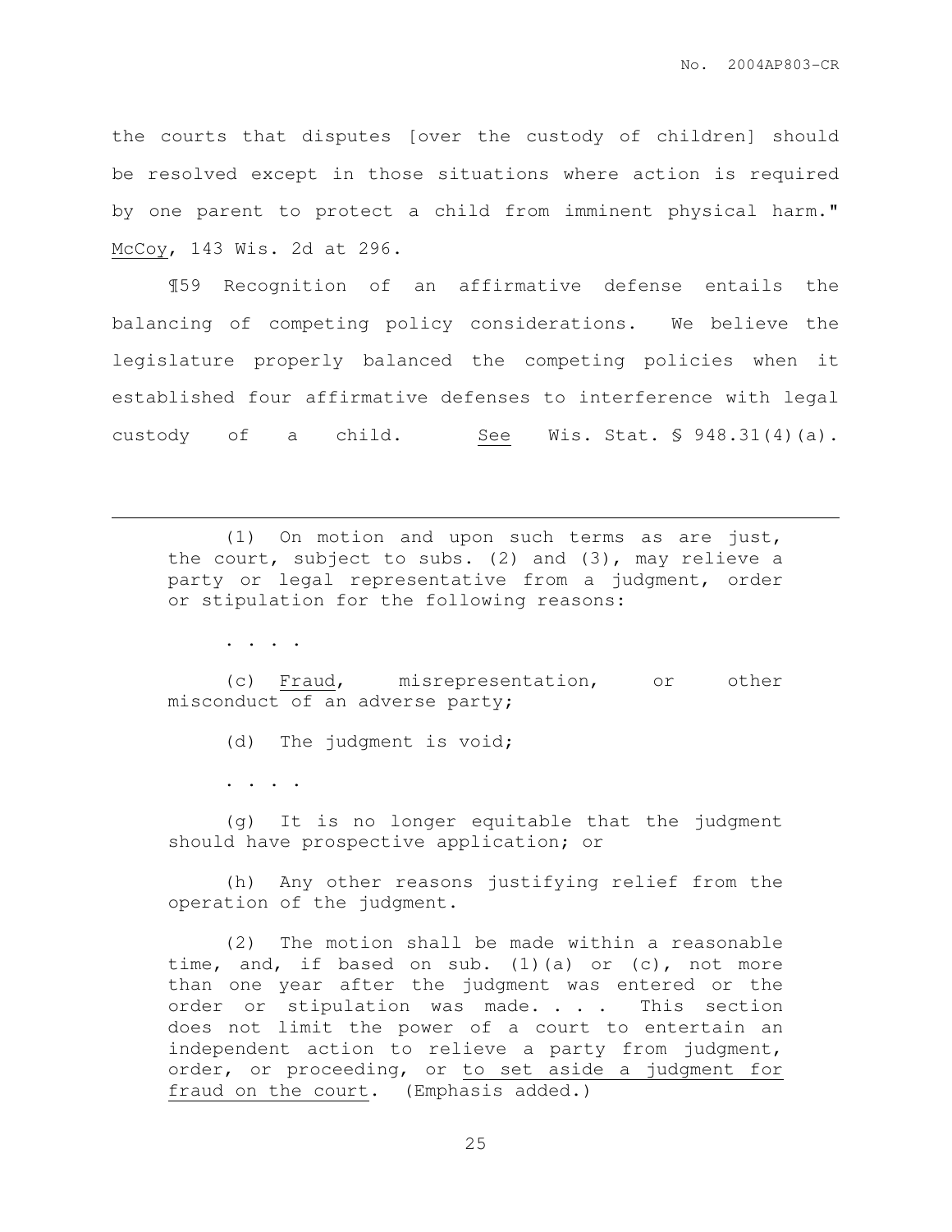the courts that disputes [over the custody of children] should be resolved except in those situations where action is required by one parent to protect a child from imminent physical harm." McCoy, 143 Wis. 2d at 296.

¶59 Recognition of an affirmative defense entails the balancing of competing policy considerations. We believe the legislature properly balanced the competing policies when it established four affirmative defenses to interference with legal custody of a child. See Wis. Stat. § 948.31(4)(a).

---

> (1) On motion and upon such terms as are just, the court, subject to subs. (2) and (3), may relieve a party or legal representative from a judgment, order or stipulation for the following reasons:
>
> . . . .
>
> (c) Fraud, misrepresentation, or other misconduct of an adverse party;
>
> (d) The judgment is void;
>
> . . . .
>
> (g) It is no longer equitable that the judgment should have prospective application; or
>
> (h) Any other reasons justifying relief from the operation of the judgment.
>
> (2) The motion shall be made within a reasonable time, and, if based on sub. (1)(a) or (c), not more than one year after the judgment was entered or the order or stipulation was made. . . . This section does not limit the power of a court to entertain an independent action to relieve a party from judgment, order, or proceeding, or to set aside a judgment for fraud on the court. (Emphasis added.)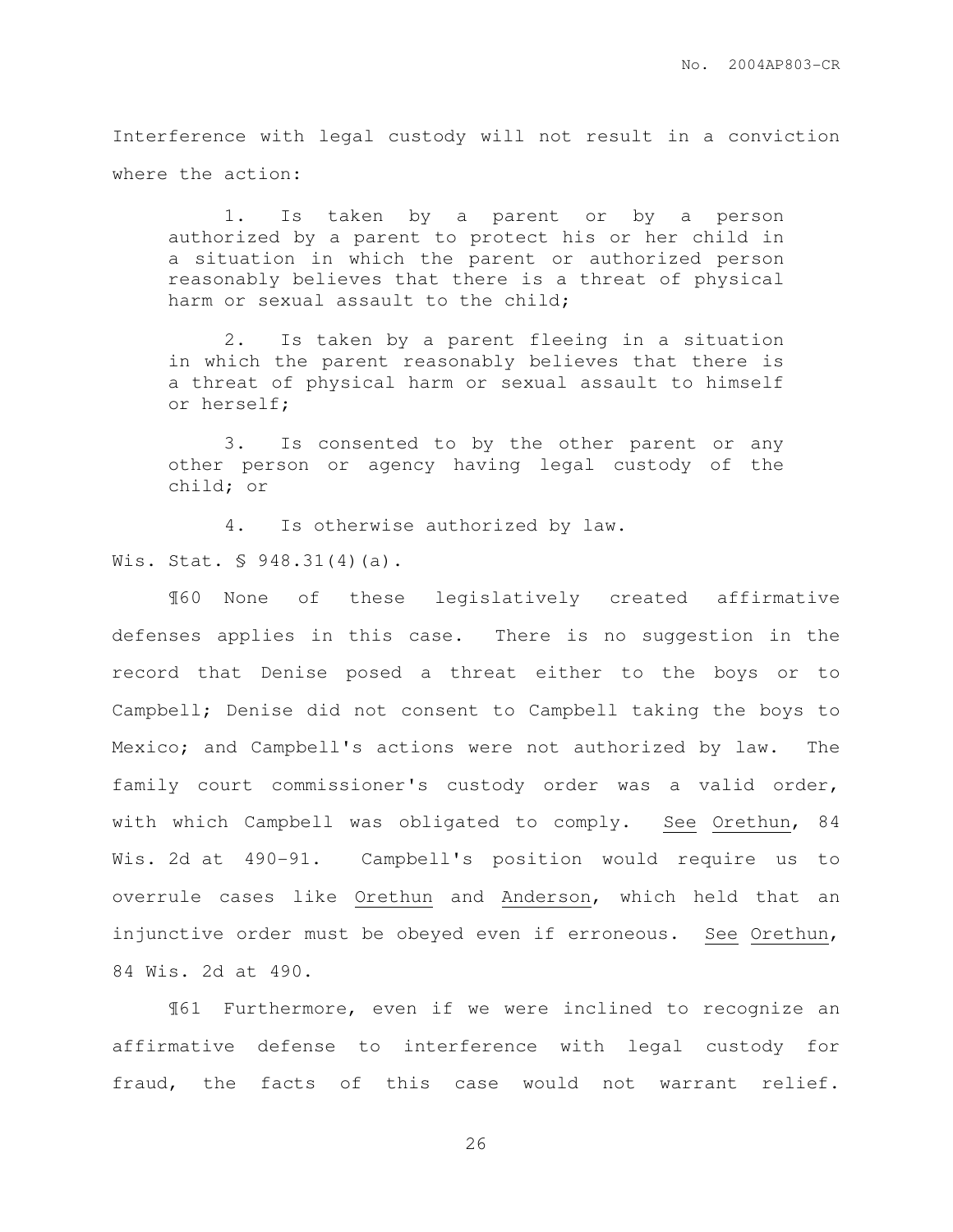Interference with legal custody will not result in a conviction where the action:

> 1. Is taken by a parent or by a person authorized by a parent to protect his or her child in a situation in which the parent or authorized person reasonably believes that there is a threat of physical harm or sexual assault to the child;
>
> 2. Is taken by a parent fleeing in a situation in which the parent reasonably believes that there is a threat of physical harm or sexual assault to himself or herself;
>
> 3. Is consented to by the other parent or any other person or agency having legal custody of the child; or
>
> 4. Is otherwise authorized by law.

Wis. Stat. § 948.31(4)(a).

¶60 None of these legislatively created affirmative defenses applies in this case. There is no suggestion in the record that Denise posed a threat either to the boys or to Campbell; Denise did not consent to Campbell taking the boys to Mexico; and Campbell's actions were not authorized by law. The family court commissioner's custody order was a valid order, with which Campbell was obligated to comply. See Orethun, 84 Wis. 2d at 490-91. Campbell's position would require us to overrule cases like Orethun and Anderson, which held that an injunctive order must be obeyed even if erroneous. See Orethun, 84 Wis. 2d at 490.

¶61 Furthermore, even if we were inclined to recognize an affirmative defense to interference with legal custody for fraud, the facts of this case would not warrant relief.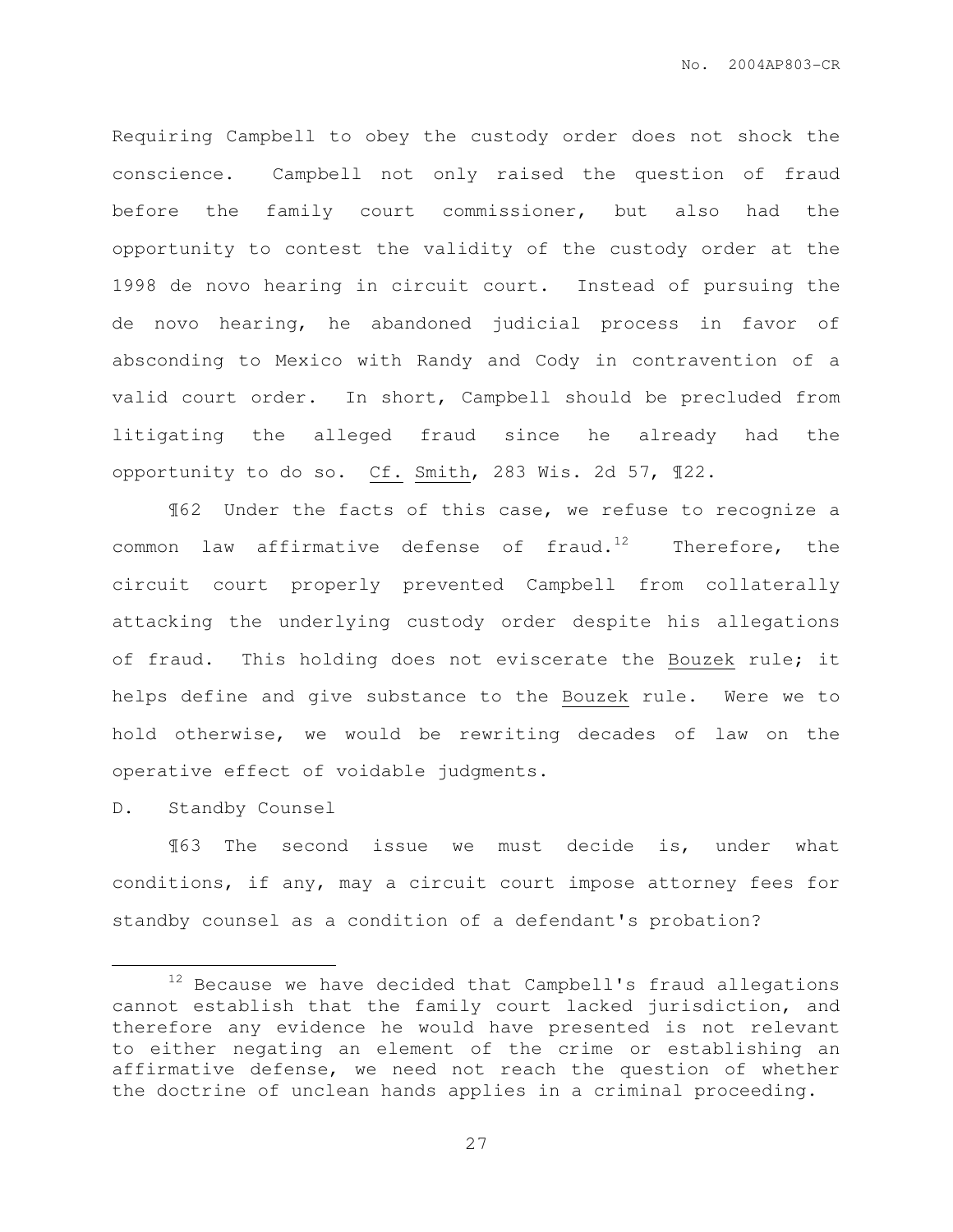Requiring Campbell to obey the custody order does not shock the conscience. Campbell not only raised the question of fraud before the family court commissioner, but also had the opportunity to contest the validity of the custody order at the 1998 de novo hearing in circuit court. Instead of pursuing the de novo hearing, he abandoned judicial process in favor of absconding to Mexico with Randy and Cody in contravention of a valid court order. In short, Campbell should be precluded from litigating the alleged fraud since he already had the opportunity to do so. Cf. Smith, 283 Wis. 2d 57, ¶22.

¶62 Under the facts of this case, we refuse to recognize a common law affirmative defense of fraud.[12] Therefore, the circuit court properly prevented Campbell from collaterally attacking the underlying custody order despite his allegations of fraud. This holding does not eviscerate the Bouzek rule; it helps define and give substance to the Bouzek rule. Were we to hold otherwise, we would be rewriting decades of law on the operative effect of voidable judgments.

D. Standby Counsel

¶63 The second issue we must decide is, under what conditions, if any, may a circuit court impose attorney fees for standby counsel as a condition of a defendant's probation?

[12] Because we have decided that Campbell's fraud allegations cannot establish that the family court lacked jurisdiction, and therefore any evidence he would have presented is not relevant to either negating an element of the crime or establishing an affirmative defense, we need not reach the question of whether the doctrine of unclean hands applies in a criminal proceeding.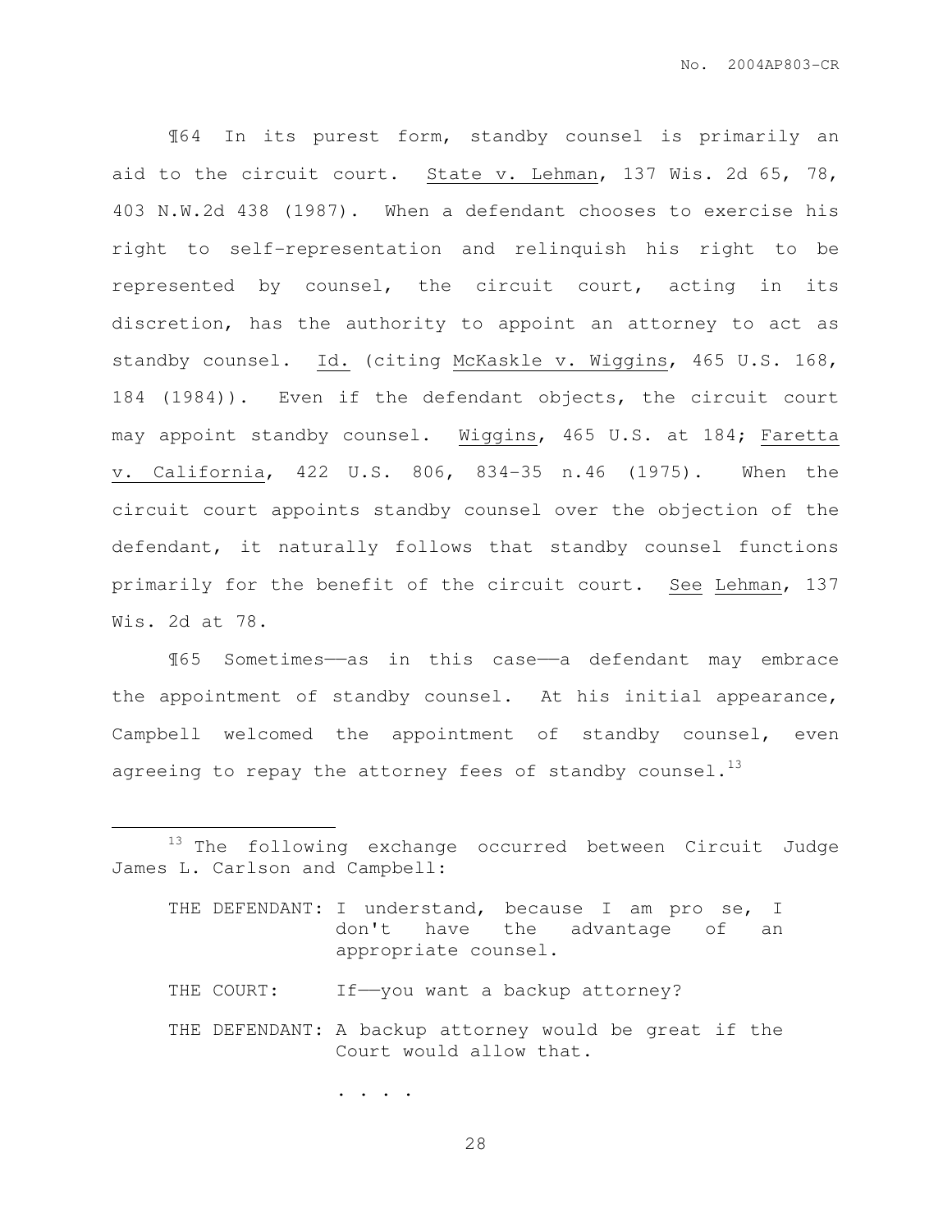¶64 In its purest form, standby counsel is primarily an aid to the circuit court. State v. Lehman, 137 Wis. 2d 65, 78, 403 N.W.2d 438 (1987). When a defendant chooses to exercise his right to self-representation and relinquish his right to be represented by counsel, the circuit court, acting in its discretion, has the authority to appoint an attorney to act as standby counsel. Id. (citing McKaskle v. Wiggins, 465 U.S. 168, 184 (1984)). Even if the defendant objects, the circuit court may appoint standby counsel. Wiggins, 465 U.S. at 184; Faretta v. California, 422 U.S. 806, 834-35 n.46 (1975). When the circuit court appoints standby counsel over the objection of the defendant, it naturally follows that standby counsel functions primarily for the benefit of the circuit court. See Lehman, 137 Wis. 2d at 78.

¶65 Sometimes——as in this case——a defendant may embrace the appointment of standby counsel. At his initial appearance, Campbell welcomed the appointment of standby counsel, even agreeing to repay the attorney fees of standby counsel.[13]

---

[13] The following exchange occurred between Circuit Judge James L. Carlson and Campbell:

THE DEFENDANT: I understand, because I am pro se, I don't have the advantage of an appropriate counsel.

THE COURT: If——you want a backup attorney?

THE DEFENDANT: A backup attorney would be great if the Court would allow that.

. . . .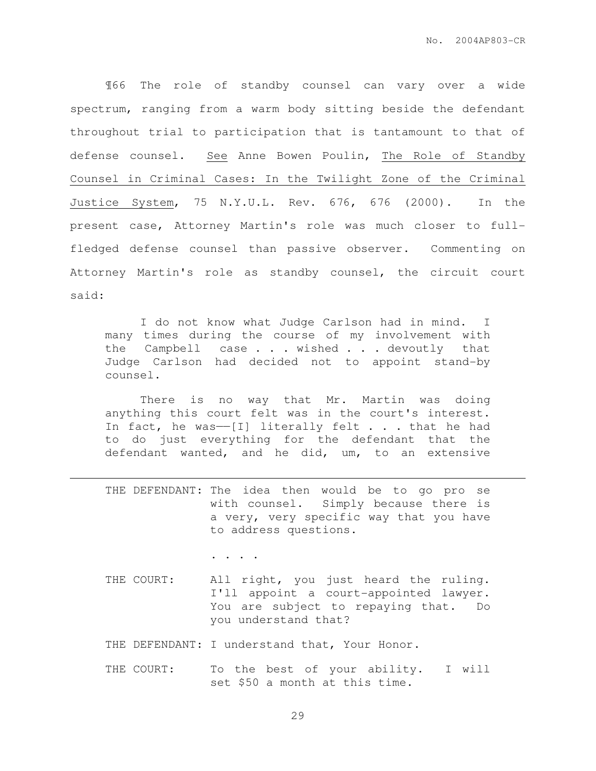¶66 The role of standby counsel can vary over a wide spectrum, ranging from a warm body sitting beside the defendant throughout trial to participation that is tantamount to that of defense counsel. See Anne Bowen Poulin, The Role of Standby Counsel in Criminal Cases: In the Twilight Zone of the Criminal Justice System, 75 N.Y.U.L. Rev. 676, 676 (2000). In the present case, Attorney Martin's role was much closer to full-fledged defense counsel than passive observer. Commenting on Attorney Martin's role as standby counsel, the circuit court said:

> I do not know what Judge Carlson had in mind. I many times during the course of my involvement with the Campbell case . . . wished . . . devoutly that Judge Carlson had decided not to appoint stand-by counsel.
>
> There is no way that Mr. Martin was doing anything this court felt was in the court's interest. In fact, he was——[I] literally felt . . . that he had to do just everything for the defendant that the defendant wanted, and he did, um, to an extensive

---

THE DEFENDANT: The idea then would be to go pro se with counsel. Simply because there is a very, very specific way that you have to address questions.

. . . .

THE COURT: All right, you just heard the ruling. I'll appoint a court-appointed lawyer. You are subject to repaying that. Do you understand that?

THE DEFENDANT: I understand that, Your Honor.

THE COURT: To the best of your ability. I will set $50 a month at this time.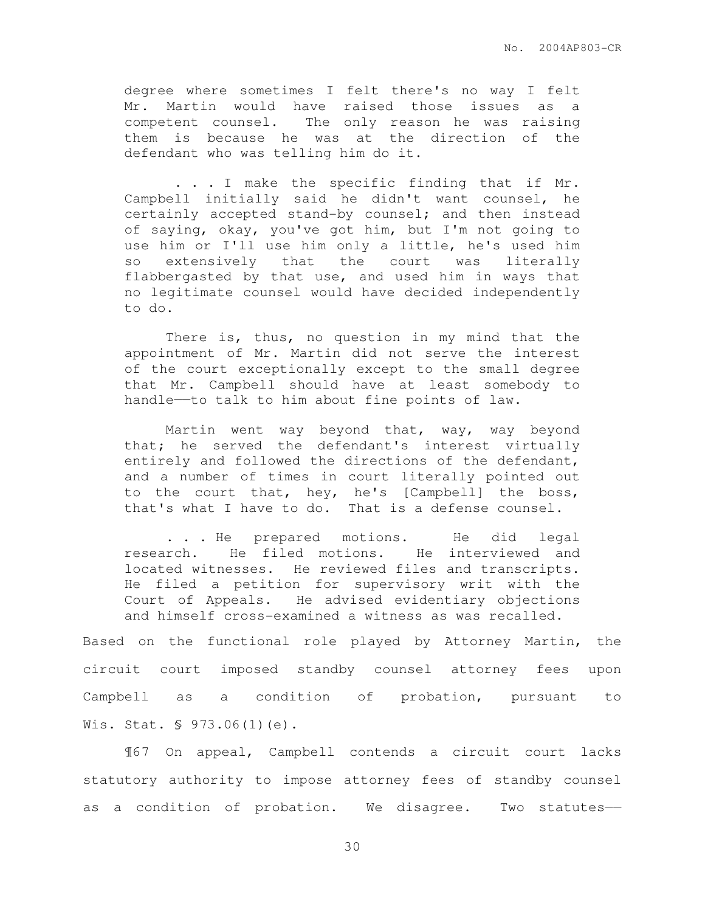> degree where sometimes I felt there's no way I felt Mr. Martin would have raised those issues as a competent counsel. The only reason he was raising them is because he was at the direction of the defendant who was telling him do it.
>
> . . . I make the specific finding that if Mr. Campbell initially said he didn't want counsel, he certainly accepted stand-by counsel; and then instead of saying, okay, you've got him, but I'm not going to use him or I'll use him only a little, he's used him so extensively that the court was literally flabbergasted by that use, and used him in ways that no legitimate counsel would have decided independently to do.
>
> There is, thus, no question in my mind that the appointment of Mr. Martin did not serve the interest of the court exceptionally except to the small degree that Mr. Campbell should have at least somebody to handle——to talk to him about fine points of law.
>
> Martin went way beyond that, way, way beyond that; he served the defendant's interest virtually entirely and followed the directions of the defendant, and a number of times in court literally pointed out to the court that, hey, he's [Campbell] the boss, that's what I have to do. That is a defense counsel.
>
> . . . He prepared motions. He did legal research. He filed motions. He interviewed and located witnesses. He reviewed files and transcripts. He filed a petition for supervisory writ with the Court of Appeals. He advised evidentiary objections and himself cross-examined a witness as was recalled.

Based on the functional role played by Attorney Martin, the circuit court imposed standby counsel attorney fees upon Campbell as a condition of probation, pursuant to Wis. Stat. § 973.06(1)(e).

¶67 On appeal, Campbell contends a circuit court lacks statutory authority to impose attorney fees of standby counsel as a condition of probation. We disagree. Two statutes——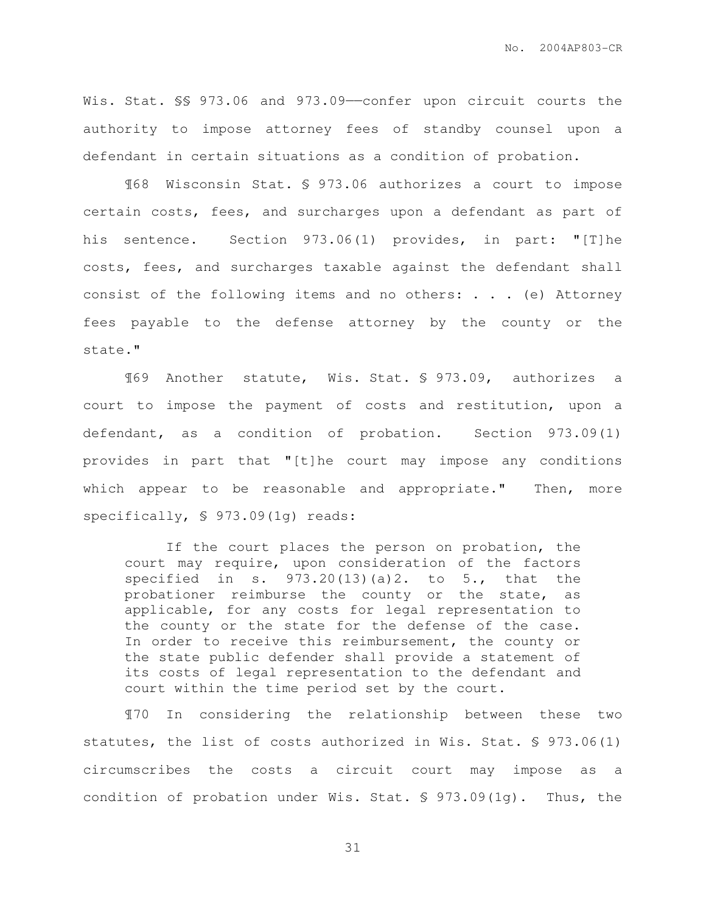Wis. Stat. §§ 973.06 and 973.09——confer upon circuit courts the authority to impose attorney fees of standby counsel upon a defendant in certain situations as a condition of probation.

¶68 Wisconsin Stat. § 973.06 authorizes a court to impose certain costs, fees, and surcharges upon a defendant as part of his sentence. Section 973.06(1) provides, in part: "[T]he costs, fees, and surcharges taxable against the defendant shall consist of the following items and no others: . . . (e) Attorney fees payable to the defense attorney by the county or the state."

¶69 Another statute, Wis. Stat. § 973.09, authorizes a court to impose the payment of costs and restitution, upon a defendant, as a condition of probation. Section 973.09(1) provides in part that "[t]he court may impose any conditions which appear to be reasonable and appropriate." Then, more specifically, § 973.09(1g) reads:

> If the court places the person on probation, the court may require, upon consideration of the factors specified in s. 973.20(13)(a)2. to 5., that the probationer reimburse the county or the state, as applicable, for any costs for legal representation to the county or the state for the defense of the case. In order to receive this reimbursement, the county or the state public defender shall provide a statement of its costs of legal representation to the defendant and court within the time period set by the court.

¶70 In considering the relationship between these two statutes, the list of costs authorized in Wis. Stat. § 973.06(1) circumscribes the costs a circuit court may impose as a condition of probation under Wis. Stat. § 973.09(1g). Thus, the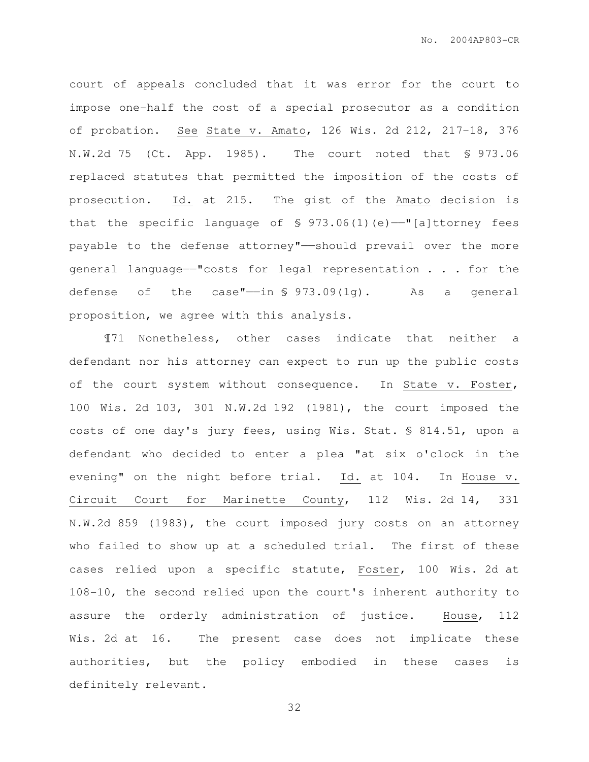court of appeals concluded that it was error for the court to impose one-half the cost of a special prosecutor as a condition of probation. See State v. Amato, 126 Wis. 2d 212, 217-18, 376 N.W.2d 75 (Ct. App. 1985). The court noted that § 973.06 replaced statutes that permitted the imposition of the costs of prosecution. Id. at 215. The gist of the Amato decision is that the specific language of § 973.06(1)(e)——"[a]ttorney fees payable to the defense attorney"——should prevail over the more general language——"costs for legal representation . . . for the defense of the case"——in § 973.09(1g). As a general proposition, we agree with this analysis.

¶71 Nonetheless, other cases indicate that neither a defendant nor his attorney can expect to run up the public costs of the court system without consequence. In State v. Foster, 100 Wis. 2d 103, 301 N.W.2d 192 (1981), the court imposed the costs of one day's jury fees, using Wis. Stat. § 814.51, upon a defendant who decided to enter a plea "at six o'clock in the evening" on the night before trial. Id. at 104. In House v. Circuit Court for Marinette County, 112 Wis. 2d 14, 331 N.W.2d 859 (1983), the court imposed jury costs on an attorney who failed to show up at a scheduled trial. The first of these cases relied upon a specific statute, Foster, 100 Wis. 2d at 108-10, the second relied upon the court's inherent authority to assure the orderly administration of justice. House, 112 Wis. 2d at 16. The present case does not implicate these authorities, but the policy embodied in these cases is definitely relevant.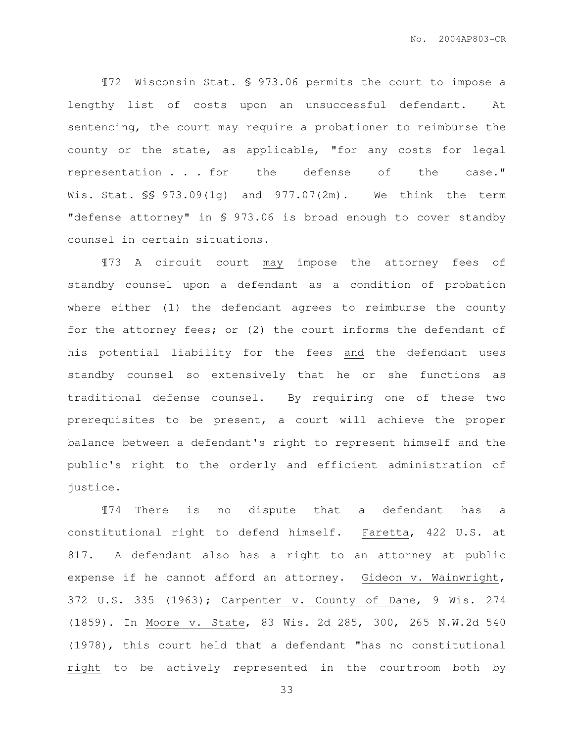¶72 Wisconsin Stat. § 973.06 permits the court to impose a lengthy list of costs upon an unsuccessful defendant. At sentencing, the court may require a probationer to reimburse the county or the state, as applicable, "for any costs for legal representation . . . for the defense of the case." Wis. Stat. §§ 973.09(1g) and 977.07(2m). We think the term "defense attorney" in § 973.06 is broad enough to cover standby counsel in certain situations.

¶73 A circuit court may impose the attorney fees of standby counsel upon a defendant as a condition of probation where either (1) the defendant agrees to reimburse the county for the attorney fees; or (2) the court informs the defendant of his potential liability for the fees and the defendant uses standby counsel so extensively that he or she functions as traditional defense counsel. By requiring one of these two prerequisites to be present, a court will achieve the proper balance between a defendant's right to represent himself and the public's right to the orderly and efficient administration of justice.

¶74 There is no dispute that a defendant has a constitutional right to defend himself. Faretta, 422 U.S. at 817. A defendant also has a right to an attorney at public expense if he cannot afford an attorney. Gideon v. Wainwright, 372 U.S. 335 (1963); Carpenter v. County of Dane, 9 Wis. 274 (1859). In Moore v. State, 83 Wis. 2d 285, 300, 265 N.W.2d 540 (1978), this court held that a defendant "has no constitutional right to be actively represented in the courtroom both by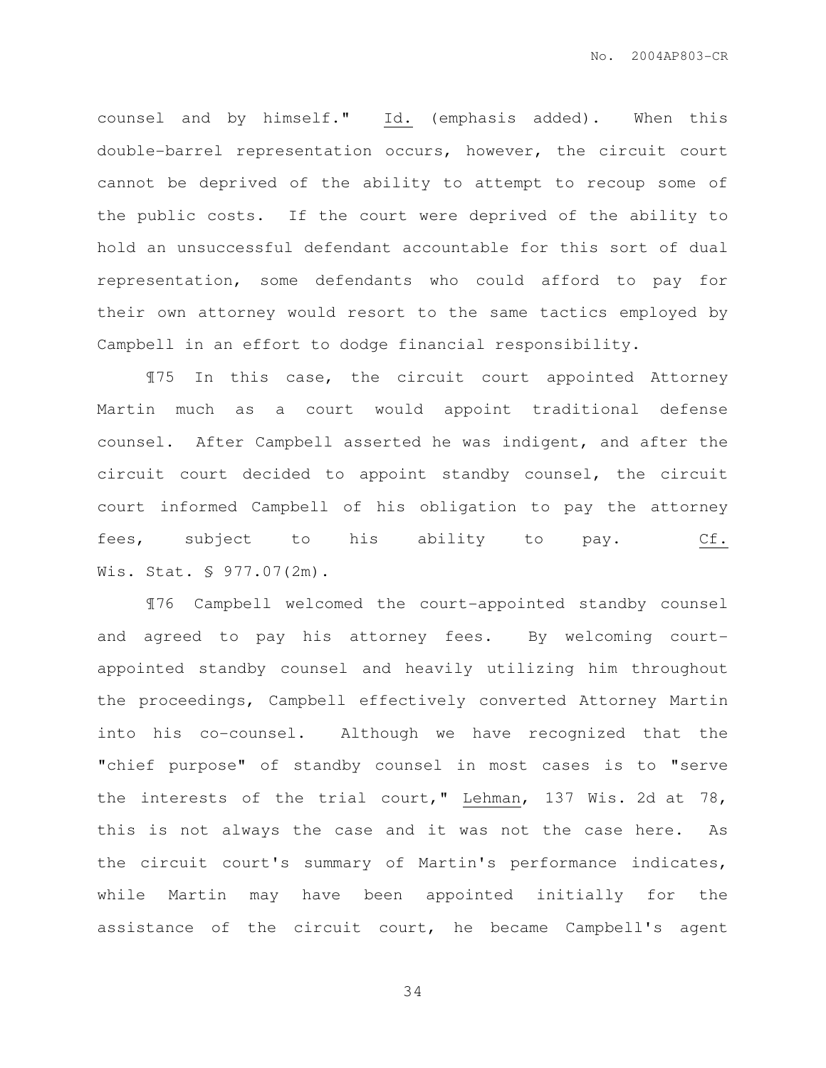counsel and by himself." Id. (emphasis added). When this double-barrel representation occurs, however, the circuit court cannot be deprived of the ability to attempt to recoup some of the public costs. If the court were deprived of the ability to hold an unsuccessful defendant accountable for this sort of dual representation, some defendants who could afford to pay for their own attorney would resort to the same tactics employed by Campbell in an effort to dodge financial responsibility.

¶75 In this case, the circuit court appointed Attorney Martin much as a court would appoint traditional defense counsel. After Campbell asserted he was indigent, and after the circuit court decided to appoint standby counsel, the circuit court informed Campbell of his obligation to pay the attorney fees, subject to his ability to pay. Cf. Wis. Stat. § 977.07(2m).

¶76 Campbell welcomed the court-appointed standby counsel and agreed to pay his attorney fees. By welcoming court-appointed standby counsel and heavily utilizing him throughout the proceedings, Campbell effectively converted Attorney Martin into his co-counsel. Although we have recognized that the "chief purpose" of standby counsel in most cases is to "serve the interests of the trial court," Lehman, 137 Wis. 2d at 78, this is not always the case and it was not the case here. As the circuit court's summary of Martin's performance indicates, while Martin may have been appointed initially for the assistance of the circuit court, he became Campbell's agent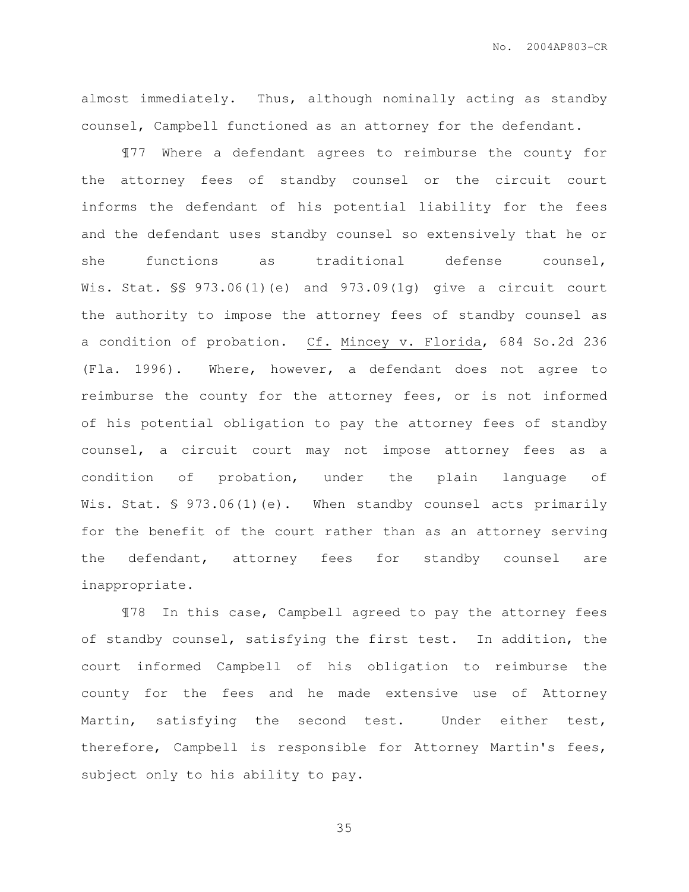almost immediately. Thus, although nominally acting as standby counsel, Campbell functioned as an attorney for the defendant.

¶77 Where a defendant agrees to reimburse the county for the attorney fees of standby counsel or the circuit court informs the defendant of his potential liability for the fees and the defendant uses standby counsel so extensively that he or she functions as traditional defense counsel, Wis. Stat. §§ 973.06(1)(e) and 973.09(1g) give a circuit court the authority to impose the attorney fees of standby counsel as a condition of probation. Cf. Mincey v. Florida, 684 So.2d 236 (Fla. 1996). Where, however, a defendant does not agree to reimburse the county for the attorney fees, or is not informed of his potential obligation to pay the attorney fees of standby counsel, a circuit court may not impose attorney fees as a condition of probation, under the plain language of Wis. Stat. § 973.06(1)(e). When standby counsel acts primarily for the benefit of the court rather than as an attorney serving the defendant, attorney fees for standby counsel are inappropriate.

¶78 In this case, Campbell agreed to pay the attorney fees of standby counsel, satisfying the first test. In addition, the court informed Campbell of his obligation to reimburse the county for the fees and he made extensive use of Attorney Martin, satisfying the second test. Under either test, therefore, Campbell is responsible for Attorney Martin's fees, subject only to his ability to pay.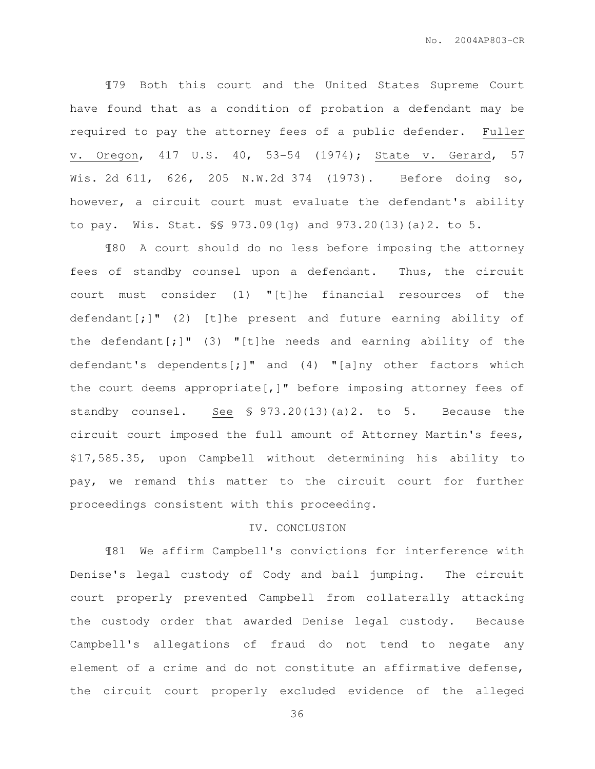¶79 Both this court and the United States Supreme Court have found that as a condition of probation a defendant may be required to pay the attorney fees of a public defender. Fuller v. Oregon, 417 U.S. 40, 53-54 (1974); State v. Gerard, 57 Wis. 2d 611, 626, 205 N.W.2d 374 (1973). Before doing so, however, a circuit court must evaluate the defendant's ability to pay. Wis. Stat. §§ 973.09(1g) and 973.20(13)(a)2. to 5.

¶80 A court should do no less before imposing the attorney fees of standby counsel upon a defendant. Thus, the circuit court must consider (1) "[t]he financial resources of the defendant[;]" (2) [t]he present and future earning ability of the defendant[;]" (3) "[t]he needs and earning ability of the defendant's dependents[;]" and (4) "[a]ny other factors which the court deems appropriate[,]" before imposing attorney fees of standby counsel. See § 973.20(13)(a)2. to 5. Because the circuit court imposed the full amount of Attorney Martin's fees, $17,585.35, upon Campbell without determining his ability to pay, we remand this matter to the circuit court for further proceedings consistent with this proceeding.

## IV. CONCLUSION

¶81 We affirm Campbell's convictions for interference with Denise's legal custody of Cody and bail jumping. The circuit court properly prevented Campbell from collaterally attacking the custody order that awarded Denise legal custody. Because Campbell's allegations of fraud do not tend to negate any element of a crime and do not constitute an affirmative defense, the circuit court properly excluded evidence of the alleged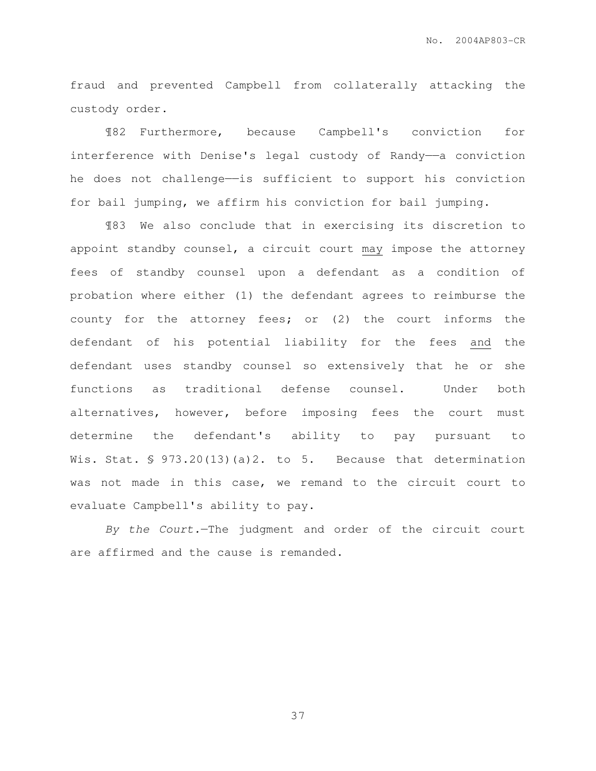fraud and prevented Campbell from collaterally attacking the custody order.

¶82 Furthermore, because Campbell's conviction for interference with Denise's legal custody of Randy——a conviction he does not challenge——is sufficient to support his conviction for bail jumping, we affirm his conviction for bail jumping.

¶83 We also conclude that in exercising its discretion to appoint standby counsel, a circuit court may impose the attorney fees of standby counsel upon a defendant as a condition of probation where either (1) the defendant agrees to reimburse the county for the attorney fees; or (2) the court informs the defendant of his potential liability for the fees and the defendant uses standby counsel so extensively that he or she functions as traditional defense counsel. Under both alternatives, however, before imposing fees the court must determine the defendant's ability to pay pursuant to Wis. Stat. § 973.20(13)(a)2. to 5. Because that determination was not made in this case, we remand to the circuit court to evaluate Campbell's ability to pay.

*By the Court.*—The judgment and order of the circuit court are affirmed and the cause is remanded.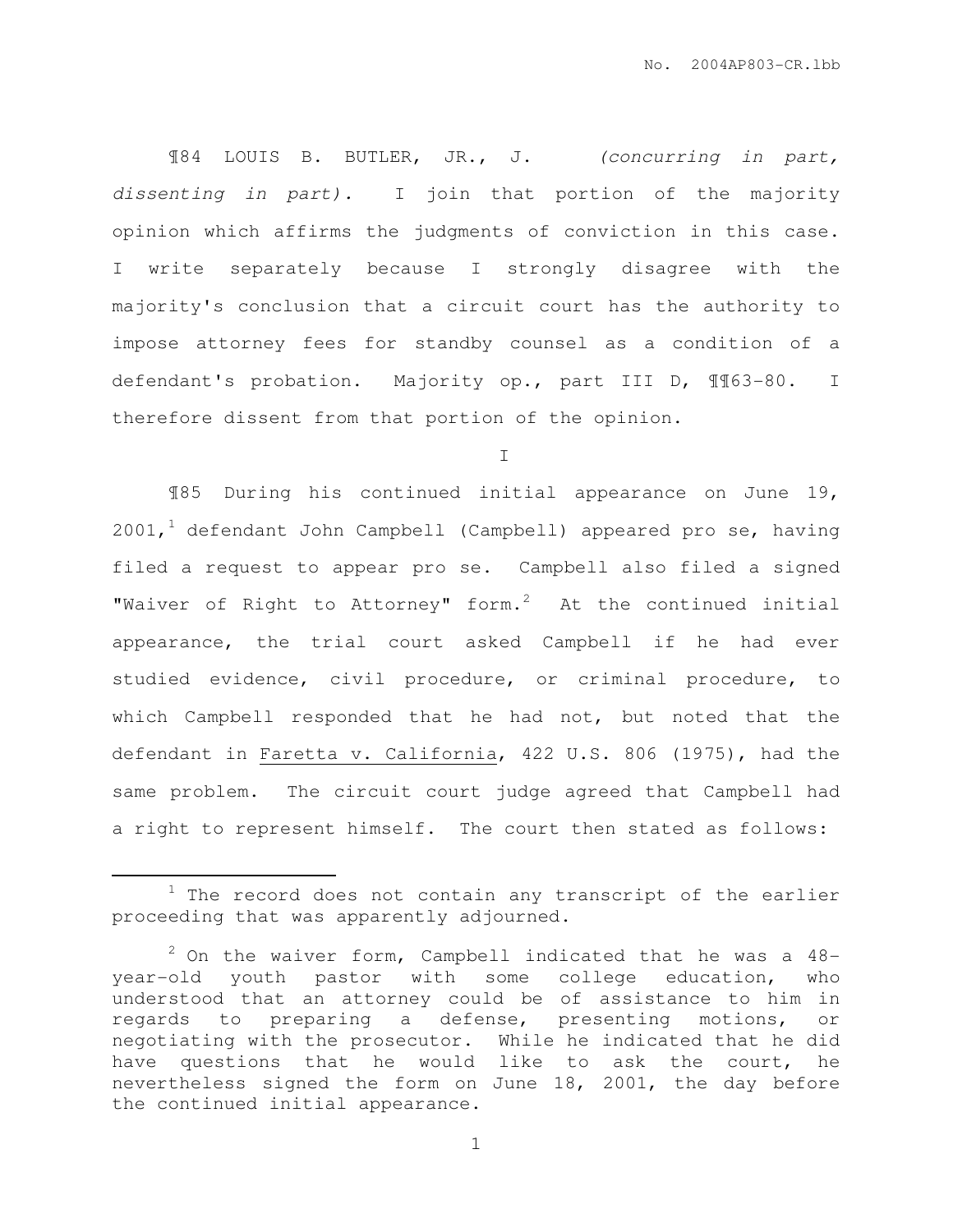¶84 LOUIS B. BUTLER, JR., J. *(concurring in part, dissenting in part).* I join that portion of the majority opinion which affirms the judgments of conviction in this case. I write separately because I strongly disagree with the majority's conclusion that a circuit court has the authority to impose attorney fees for standby counsel as a condition of a defendant's probation. Majority op., part III D, ¶¶63-80. I therefore dissent from that portion of the opinion.

I

¶85 During his continued initial appearance on June 19, 2001,[1] defendant John Campbell (Campbell) appeared pro se, having filed a request to appear pro se. Campbell also filed a signed "Waiver of Right to Attorney" form.[2] At the continued initial appearance, the trial court asked Campbell if he had ever studied evidence, civil procedure, or criminal procedure, to which Campbell responded that he had not, but noted that the defendant in Faretta v. California, 422 U.S. 806 (1975), had the same problem. The circuit court judge agreed that Campbell had a right to represent himself. The court then stated as follows:

---

[1] The record does not contain any transcript of the earlier proceeding that was apparently adjourned.

[2] On the waiver form, Campbell indicated that he was a 48-year-old youth pastor with some college education, who understood that an attorney could be of assistance to him in regards to preparing a defense, presenting motions, or negotiating with the prosecutor. While he indicated that he did have questions that he would like to ask the court, he nevertheless signed the form on June 18, 2001, the day before the continued initial appearance.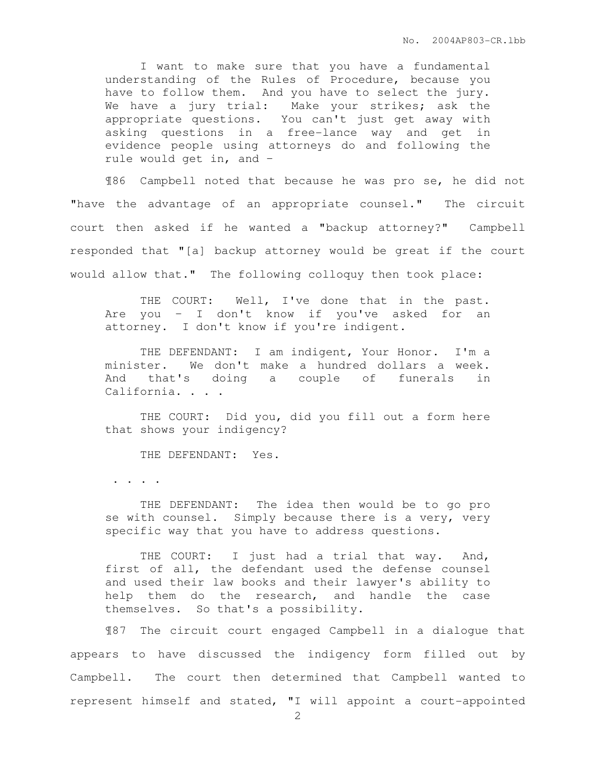> I want to make sure that you have a fundamental understanding of the Rules of Procedure, because you have to follow them. And you have to select the jury. We have a jury trial: Make your strikes; ask the appropriate questions. You can't just get away with asking questions in a free-lance way and get in evidence people using attorneys do and following the rule would get in, and –

¶86 Campbell noted that because he was pro se, he did not "have the advantage of an appropriate counsel." The circuit court then asked if he wanted a "backup attorney?" Campbell responded that "[a] backup attorney would be great if the court would allow that." The following colloquy then took place:

> THE COURT: Well, I've done that in the past. Are you – I don't know if you've asked for an attorney. I don't know if you're indigent.
>
> THE DEFENDANT: I am indigent, Your Honor. I'm a minister. We don't make a hundred dollars a week. And that's doing a couple of funerals in California. . . .
>
> THE COURT: Did you, did you fill out a form here that shows your indigency?
>
> THE DEFENDANT: Yes.
>
> . . . .
>
> THE DEFENDANT: The idea then would be to go pro se with counsel. Simply because there is a very, very specific way that you have to address questions.
>
> THE COURT: I just had a trial that way. And, first of all, the defendant used the defense counsel and used their law books and their lawyer's ability to help them do the research, and handle the case themselves. So that's a possibility.

¶87 The circuit court engaged Campbell in a dialogue that appears to have discussed the indigency form filled out by Campbell. The court then determined that Campbell wanted to represent himself and stated, "I will appoint a court-appointed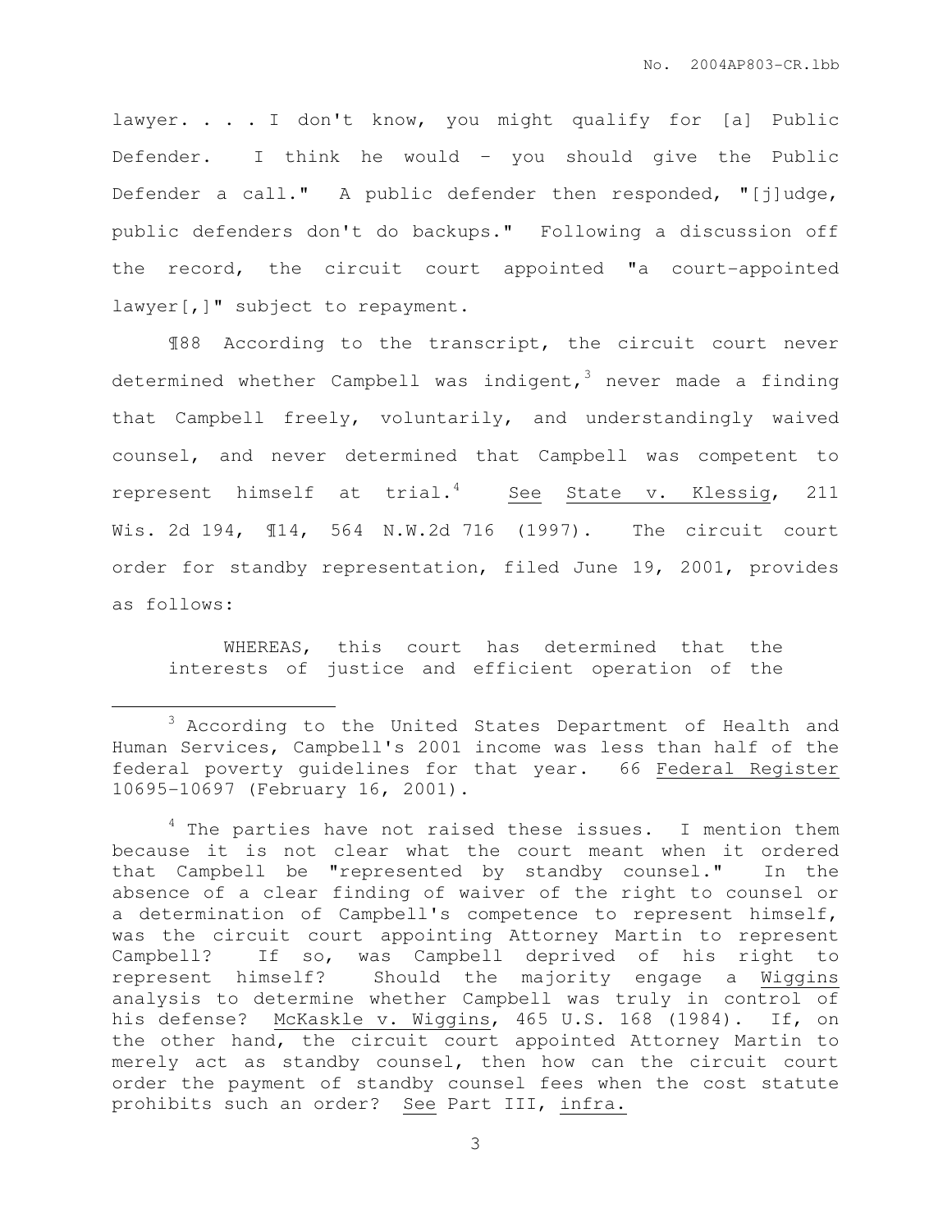lawyer. . . . I don't know, you might qualify for [a] Public Defender. I think he would – you should give the Public Defender a call." A public defender then responded, "[j]udge, public defenders don't do backups." Following a discussion off the record, the circuit court appointed "a court-appointed lawyer[,]" subject to repayment.

¶88 According to the transcript, the circuit court never determined whether Campbell was indigent,[3] never made a finding that Campbell freely, voluntarily, and understandingly waived counsel, and never determined that Campbell was competent to represent himself at trial.[4] See State v. Klessig, 211 Wis. 2d 194, ¶14, 564 N.W.2d 716 (1997). The circuit court order for standby representation, filed June 19, 2001, provides as follows:

> WHEREAS, this court has determined that the interests of justice and efficient operation of the

---

[3] According to the United States Department of Health and Human Services, Campbell's 2001 income was less than half of the federal poverty guidelines for that year. 66 Federal Register 10695-10697 (February 16, 2001).

[4] The parties have not raised these issues. I mention them because it is not clear what the court meant when it ordered that Campbell be "represented by standby counsel." In the absence of a clear finding of waiver of the right to counsel or a determination of Campbell's competence to represent himself, was the circuit court appointing Attorney Martin to represent Campbell? If so, was Campbell deprived of his right to represent himself? Should the majority engage a Wiggins analysis to determine whether Campbell was truly in control of his defense? McKaskle v. Wiggins, 465 U.S. 168 (1984). If, on the other hand, the circuit court appointed Attorney Martin to merely act as standby counsel, then how can the circuit court order the payment of standby counsel fees when the cost statute prohibits such an order? See Part III, infra.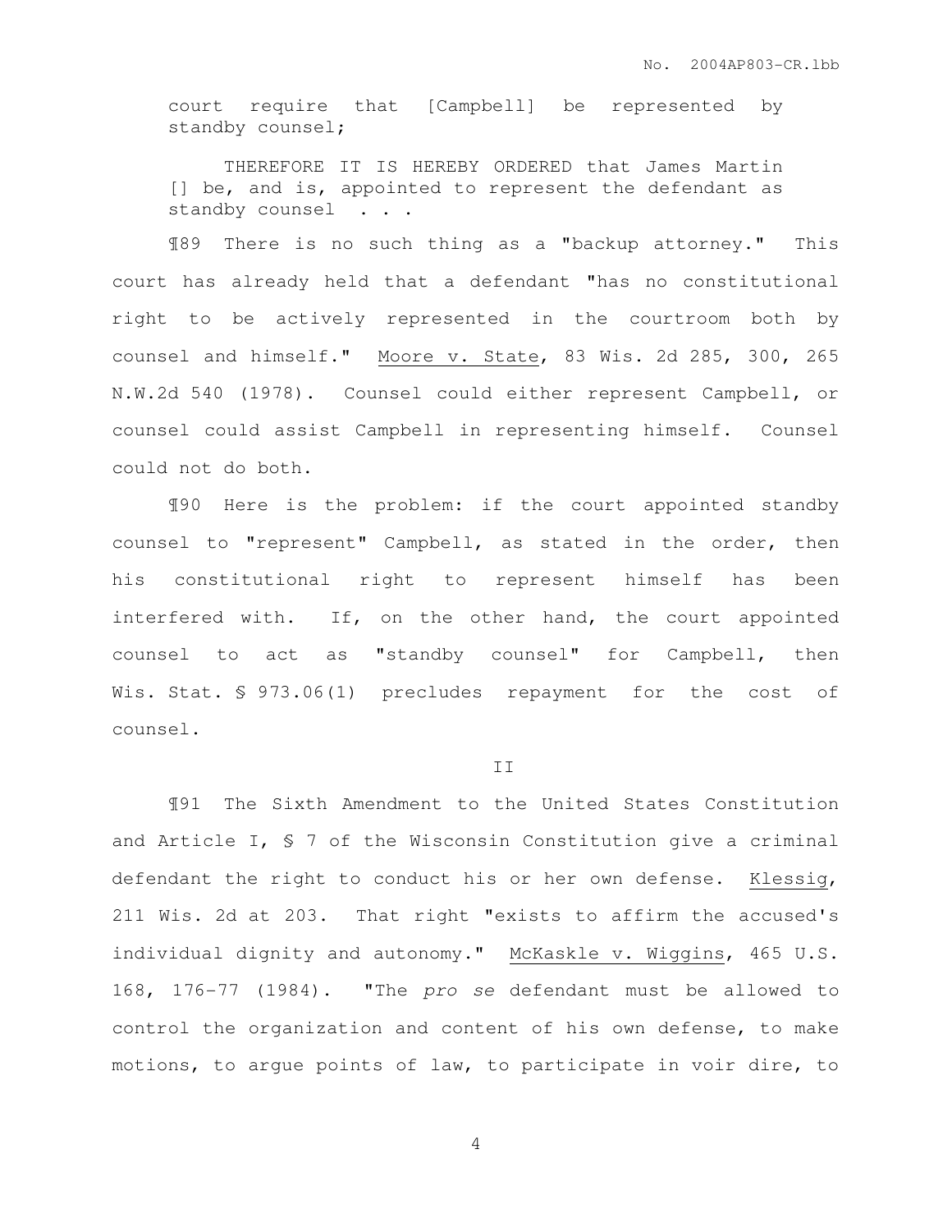> court require that [Campbell] be represented by standby counsel;
>
> THEREFORE IT IS HEREBY ORDERED that James Martin [] be, and is, appointed to represent the defendant as standby counsel . . .

¶89 There is no such thing as a "backup attorney." This court has already held that a defendant "has no constitutional right to be actively represented in the courtroom both by counsel and himself." Moore v. State, 83 Wis. 2d 285, 300, 265 N.W.2d 540 (1978). Counsel could either represent Campbell, or counsel could assist Campbell in representing himself. Counsel could not do both.

¶90 Here is the problem: if the court appointed standby counsel to "represent" Campbell, as stated in the order, then his constitutional right to represent himself has been interfered with. If, on the other hand, the court appointed counsel to act as "standby counsel" for Campbell, then Wis. Stat. § 973.06(1) precludes repayment for the cost of counsel.

II

¶91 The Sixth Amendment to the United States Constitution and Article I, § 7 of the Wisconsin Constitution give a criminal defendant the right to conduct his or her own defense. Klessig, 211 Wis. 2d at 203. That right "exists to affirm the accused's individual dignity and autonomy." McKaskle v. Wiggins, 465 U.S. 168, 176-77 (1984). "The *pro se* defendant must be allowed to control the organization and content of his own defense, to make motions, to argue points of law, to participate in voir dire, to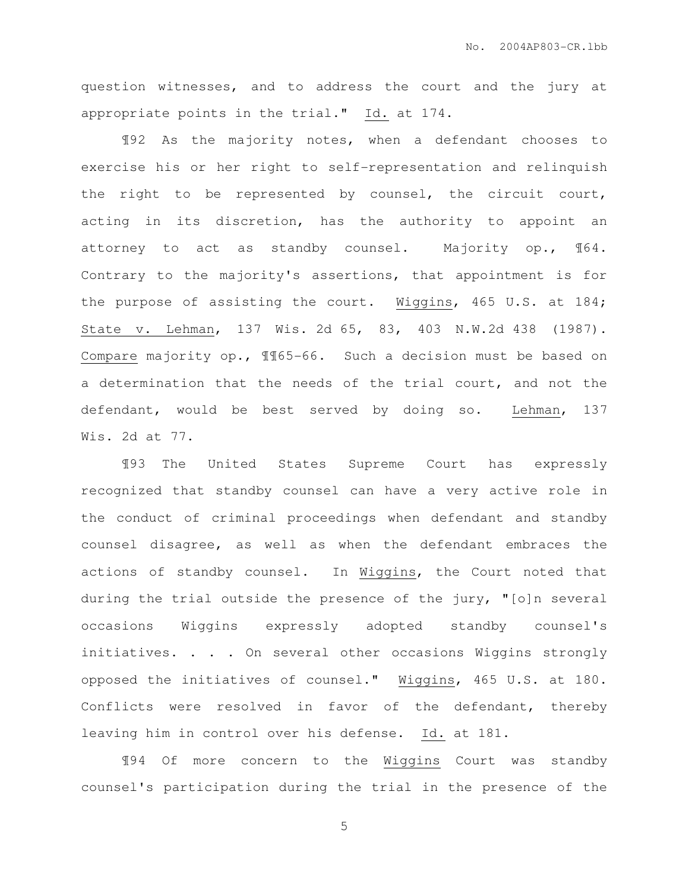question witnesses, and to address the court and the jury at appropriate points in the trial." Id. at 174.

¶92 As the majority notes, when a defendant chooses to exercise his or her right to self-representation and relinquish the right to be represented by counsel, the circuit court, acting in its discretion, has the authority to appoint an attorney to act as standby counsel. Majority op., ¶64. Contrary to the majority's assertions, that appointment is for the purpose of assisting the court. Wiggins, 465 U.S. at 184; State v. Lehman, 137 Wis. 2d 65, 83, 403 N.W.2d 438 (1987). Compare majority op., ¶¶65-66. Such a decision must be based on a determination that the needs of the trial court, and not the defendant, would be best served by doing so. Lehman, 137 Wis. 2d at 77.

¶93 The United States Supreme Court has expressly recognized that standby counsel can have a very active role in the conduct of criminal proceedings when defendant and standby counsel disagree, as well as when the defendant embraces the actions of standby counsel. In Wiggins, the Court noted that during the trial outside the presence of the jury, "[o]n several occasions Wiggins expressly adopted standby counsel's initiatives. . . . On several other occasions Wiggins strongly opposed the initiatives of counsel." Wiggins, 465 U.S. at 180. Conflicts were resolved in favor of the defendant, thereby leaving him in control over his defense. Id. at 181.

¶94 Of more concern to the Wiggins Court was standby counsel's participation during the trial in the presence of the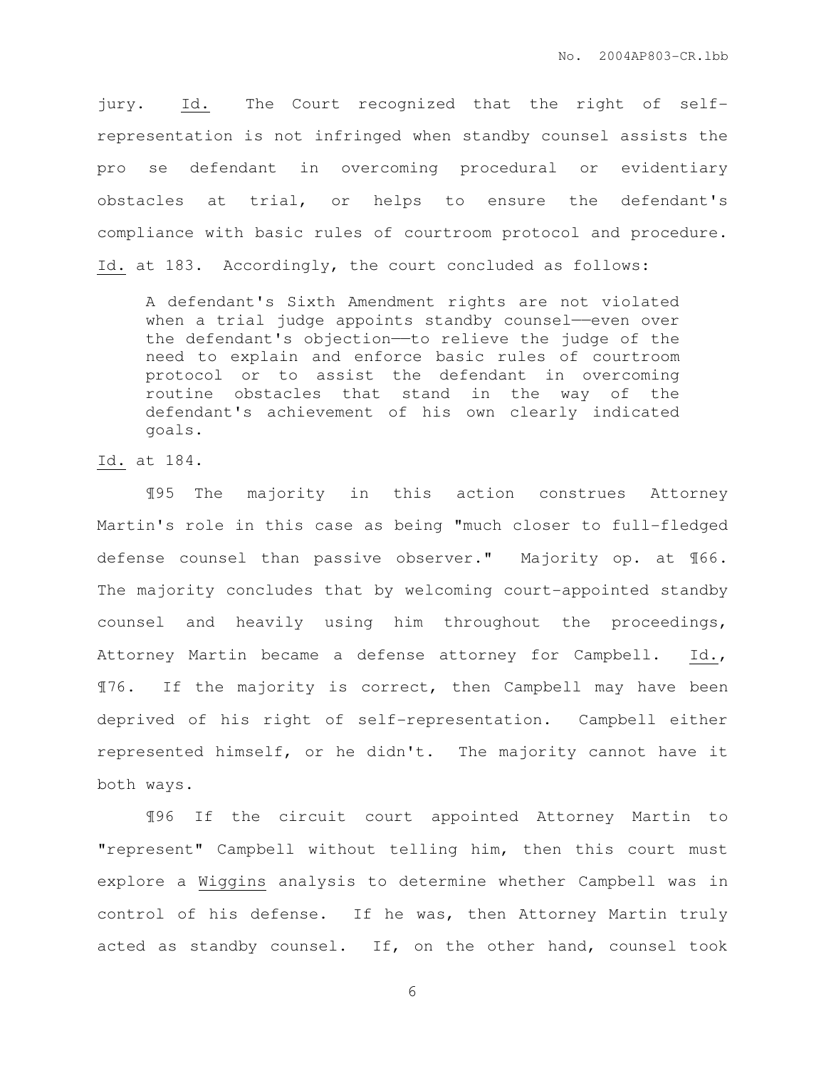jury. _Id._ The Court recognized that the right of self-representation is not infringed when standby counsel assists the pro se defendant in overcoming procedural or evidentiary obstacles at trial, or helps to ensure the defendant's compliance with basic rules of courtroom protocol and procedure. _Id._ at 183. Accordingly, the court concluded as follows:

> A defendant's Sixth Amendment rights are not violated when a trial judge appoints standby counsel——even over the defendant's objection——to relieve the judge of the need to explain and enforce basic rules of courtroom protocol or to assist the defendant in overcoming routine obstacles that stand in the way of the defendant's achievement of his own clearly indicated goals.

_Id._ at 184.

¶95 The majority in this action construes Attorney Martin's role in this case as being "much closer to full-fledged defense counsel than passive observer." Majority op. at ¶66. The majority concludes that by welcoming court-appointed standby counsel and heavily using him throughout the proceedings, Attorney Martin became a defense attorney for Campbell. _Id._, ¶76. If the majority is correct, then Campbell may have been deprived of his right of self-representation. Campbell either represented himself, or he didn't. The majority cannot have it both ways.

¶96 If the circuit court appointed Attorney Martin to "represent" Campbell without telling him, then this court must explore a _Wiggins_ analysis to determine whether Campbell was in control of his defense. If he was, then Attorney Martin truly acted as standby counsel. If, on the other hand, counsel took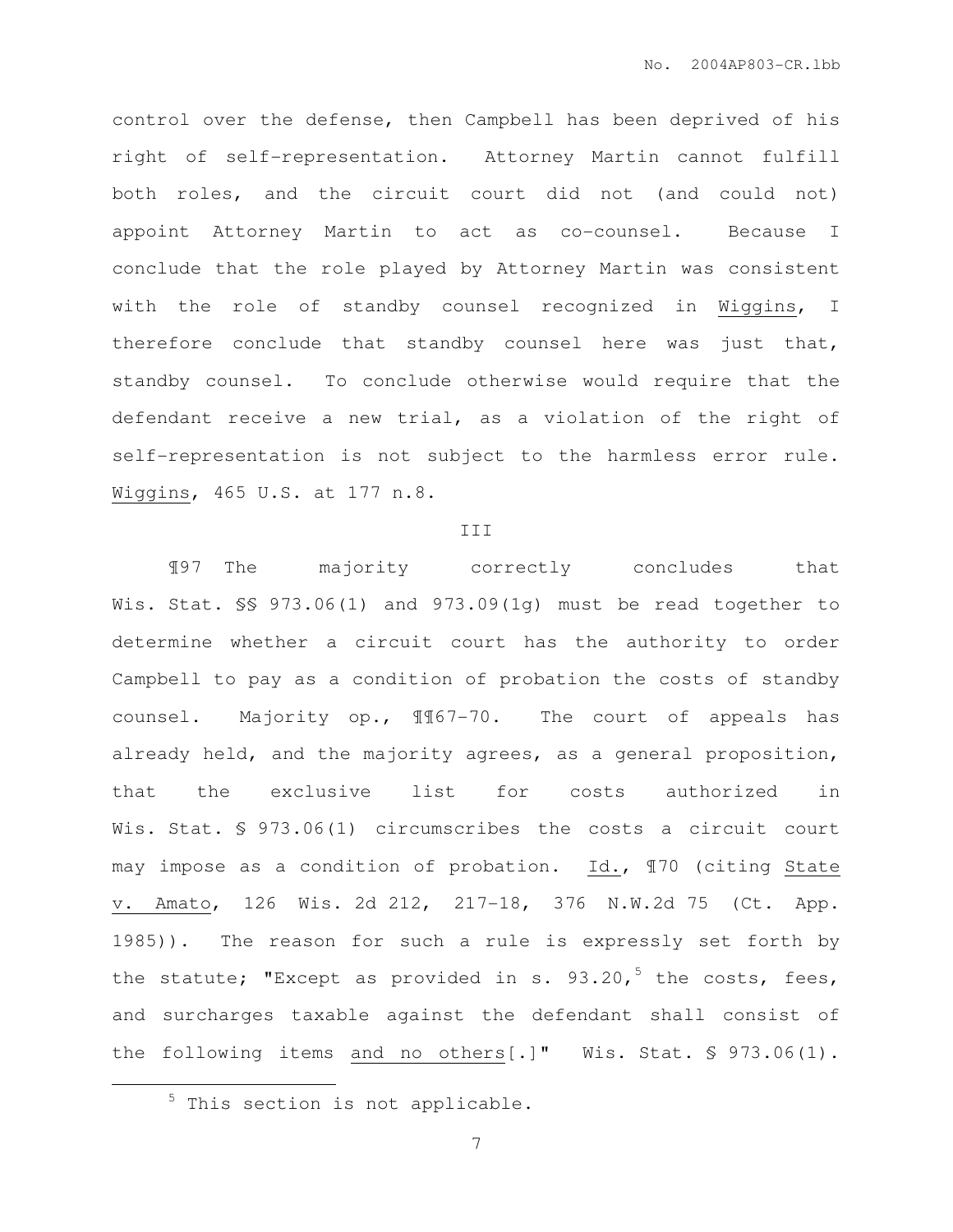control over the defense, then Campbell has been deprived of his right of self-representation. Attorney Martin cannot fulfill both roles, and the circuit court did not (and could not) appoint Attorney Martin to act as co-counsel. Because I conclude that the role played by Attorney Martin was consistent with the role of standby counsel recognized in Wiggins, I therefore conclude that standby counsel here was just that, standby counsel. To conclude otherwise would require that the defendant receive a new trial, as a violation of the right of self-representation is not subject to the harmless error rule. Wiggins, 465 U.S. at 177 n.8.

III

¶97 The majority correctly concludes that Wis. Stat. §§ 973.06(1) and 973.09(1g) must be read together to determine whether a circuit court has the authority to order Campbell to pay as a condition of probation the costs of standby counsel. Majority op., ¶¶67-70. The court of appeals has already held, and the majority agrees, as a general proposition, that the exclusive list for costs authorized in Wis. Stat. § 973.06(1) circumscribes the costs a circuit court may impose as a condition of probation. Id., ¶70 (citing State v. Amato, 126 Wis. 2d 212, 217-18, 376 N.W.2d 75 (Ct. App. 1985)). The reason for such a rule is expressly set forth by the statute; "Except as provided in s. 93.20,[5] the costs, fees, and surcharges taxable against the defendant shall consist of the following items and no others[.]" Wis. Stat. § 973.06(1).

[5] This section is not applicable.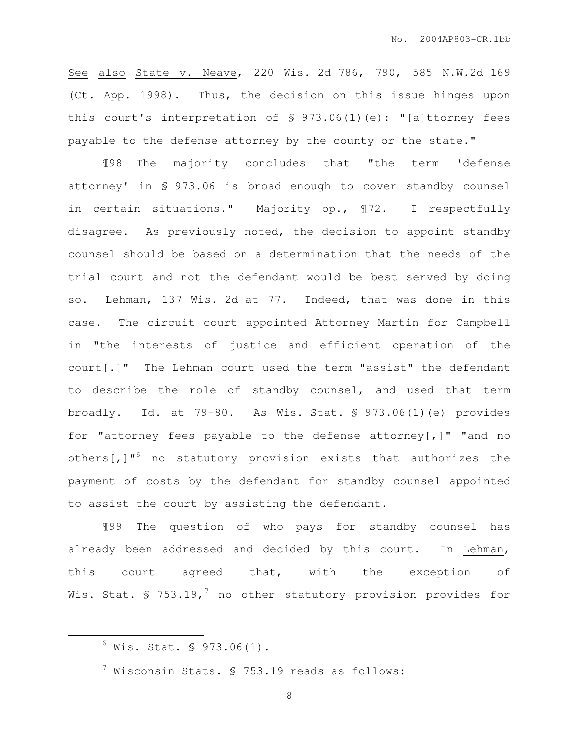See also State v. Neave, 220 Wis. 2d 786, 790, 585 N.W.2d 169 (Ct. App. 1998). Thus, the decision on this issue hinges upon this court's interpretation of § 973.06(1)(e): "[a]ttorney fees payable to the defense attorney by the county or the state."

¶98 The majority concludes that "the term 'defense attorney' in § 973.06 is broad enough to cover standby counsel in certain situations." Majority op., ¶72. I respectfully disagree. As previously noted, the decision to appoint standby counsel should be based on a determination that the needs of the trial court and not the defendant would be best served by doing so. Lehman, 137 Wis. 2d at 77. Indeed, that was done in this case. The circuit court appointed Attorney Martin for Campbell in "the interests of justice and efficient operation of the court[.]" The Lehman court used the term "assist" the defendant to describe the role of standby counsel, and used that term broadly. Id. at 79-80. As Wis. Stat. § 973.06(1)(e) provides for "attorney fees payable to the defense attorney[,]" "and no others[,]"[6] no statutory provision exists that authorizes the payment of costs by the defendant for standby counsel appointed to assist the court by assisting the defendant.

¶99 The question of who pays for standby counsel has already been addressed and decided by this court. In Lehman, this court agreed that, with the exception of Wis. Stat. § 753.19,[7] no other statutory provision provides for

---

[6] Wis. Stat. § 973.06(1).

[7] Wisconsin Stats. § 753.19 reads as follows: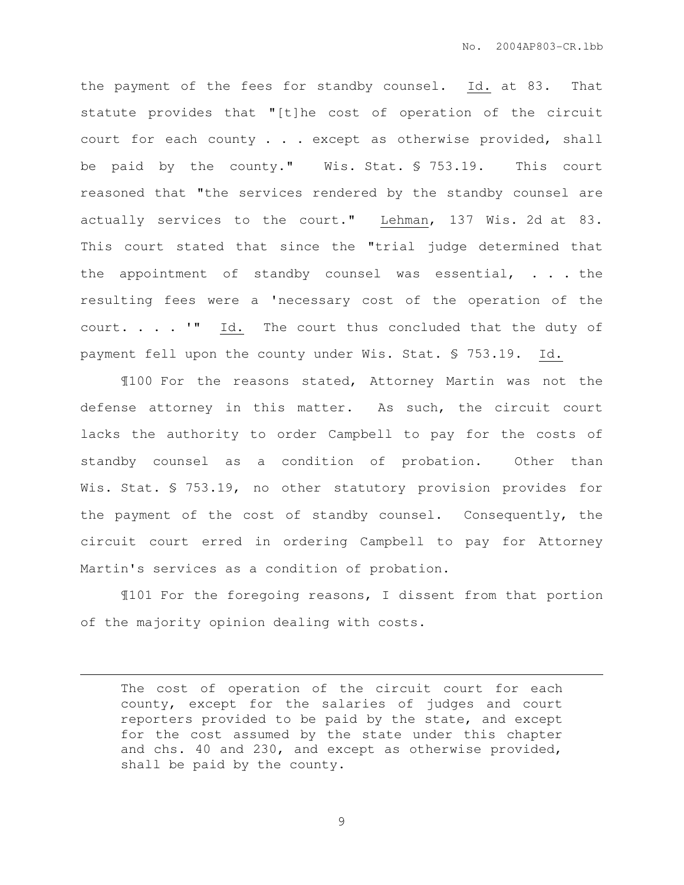the payment of the fees for standby counsel. Id. at 83. That statute provides that "[t]he cost of operation of the circuit court for each county . . . except as otherwise provided, shall be paid by the county." Wis. Stat. § 753.19. This court reasoned that "the services rendered by the standby counsel are actually services to the court." Lehman, 137 Wis. 2d at 83. This court stated that since the "trial judge determined that the appointment of standby counsel was essential, . . . the resulting fees were a 'necessary cost of the operation of the court. . . . '" Id. The court thus concluded that the duty of payment fell upon the county under Wis. Stat. § 753.19. Id.

¶100 For the reasons stated, Attorney Martin was not the defense attorney in this matter. As such, the circuit court lacks the authority to order Campbell to pay for the costs of standby counsel as a condition of probation. Other than Wis. Stat. § 753.19, no other statutory provision provides for the payment of the cost of standby counsel. Consequently, the circuit court erred in ordering Campbell to pay for Attorney Martin's services as a condition of probation.

¶101 For the foregoing reasons, I dissent from that portion of the majority opinion dealing with costs.

---

> The cost of operation of the circuit court for each county, except for the salaries of judges and court reporters provided to be paid by the state, and except for the cost assumed by the state under this chapter and chs. 40 and 230, and except as otherwise provided, shall be paid by the county.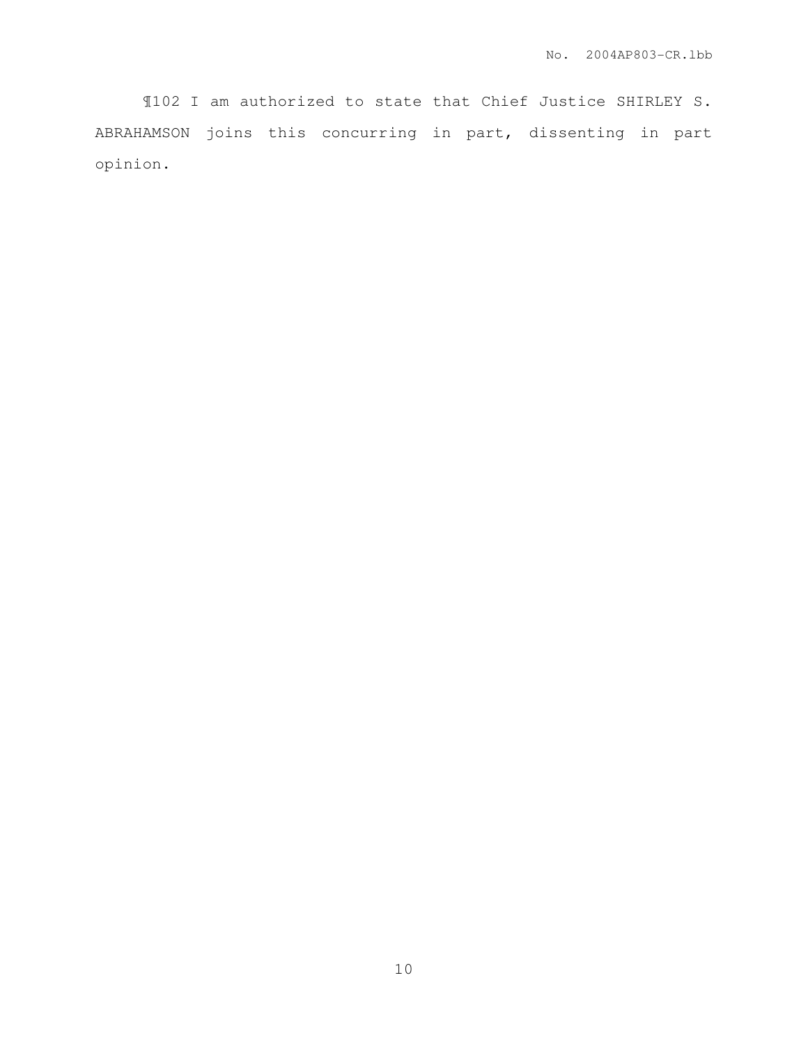¶102 I am authorized to state that Chief Justice SHIRLEY S. ABRAHAMSON joins this concurring in part, dissenting in part opinion.